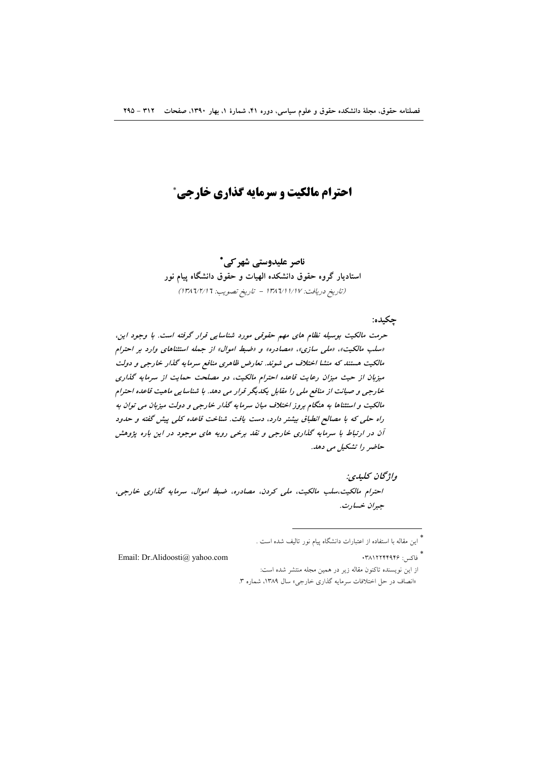# احترام مالکیت و سرمایه گذاری خارجی*

**ناصر علیدوستی شهرکی***

**استادیار گروه حقوق دانشکده الهیات و حقوق دانشگاه پیام نور**

*(تاریخ دریافت: ۱۳۸۶/۱۱/۱۷ - تاریخ تصویب: ۱۳۸۶/۲/۱۶)*

**چکیده:**

***حرمت مالکیت بوسیله نظام های مهم حقوقی مورد شناسایی قرار گرفته است. با وجود این، «سلب مالکیت»، «ملی سازی»، «مصادره» و «ضبط اموال» از جمله استثناهای وارد بر احترام مالکیت هستند که منشا اختلاف می شوند. تعارض ظاهری منافع سرمایه گذار خارجی و دولت میزبان از حیث میزان رعایت قاعده احترام مالکیت، دو مصلحت حمایت از سرمایه گذاری خارجی و صیانت از منافع ملی را مقابل یکدیگر قرار می دهد. با شناسایی ماهیت قاعده احترام مالکیت و استثناها به هنگام بروز اختلاف میان سرمایه گذار خارجی و دولت میزبان می توان به راه حلی که با مصالح انطباق بیشتر دارد، دست یافت. شناخت قاعده کلی پیش گفته و حدود آن در ارتباط با سرمایه گذاری خارجی و نقد برخی رویه های موجود در این باره پژوهش حاضر را تشکیل می دهد.***

***واژگان کلیدی:***

***احترام مالکیت،سلب مالکیت، ملی کردن، مصادره، ضبط اموال، سرمایه گذاری خارجی، جبران خسارت.***

---

* این مقاله با استفاده از اعتبارات دانشگاه پیام نور تالیف شده است .

* فاکس: ۰۳۸۱۲۲۴۴۹۴۶

Email: Dr.Alidoosti@ yahoo.com

از این نویسنده تاکنون مقاله زیر در همین مجله منتشر شده است:

«انصاف در حل اختلافات سرمایه گذاری خارجی» سال ۱۳۸۹، شماره ۳.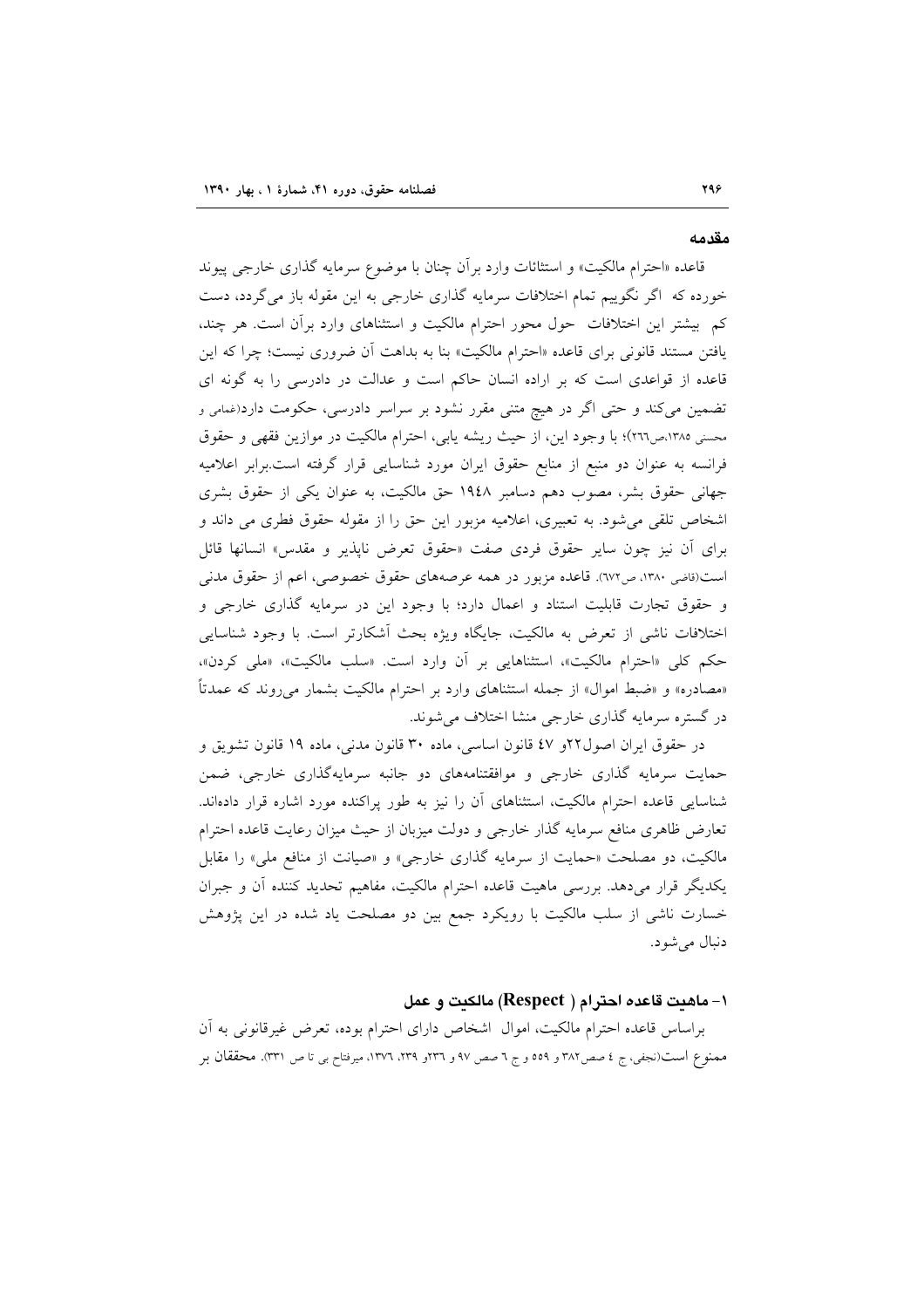## مقدمه

قاعده «احترام مالکیت» و استثنائات وارد برآن چنان با موضوع سرمایه گذاری خارجی پیوند خورده که اگر نگوییم تمام اختلافات سرمایه گذاری خارجی به این مقوله باز می‌گردد، دست کم بیشتر این اختلافات حول محور احترام مالکیت و استثناهای وارد برآن است. هر چند، یافتن مستند قانونی برای قاعده «احترام مالکیت» بنا به بداهت آن ضروری نیست؛ چرا که این قاعده از قواعدی است که بر اراده انسان حاکم است و عدالت در دادرسی را به گونه ای تضمین می‌کند و حتی اگر در هیچ متنی مقرر نشود بر سراسر دادرسی، حکومت دارد(غمامی و محسنی ۱۳۸۵،ص۲۶۶)؛ با وجود این، از حیث ریشه یابی، احترام مالکیت در موازین فقهی و حقوق فرانسه به عنوان دو منبع از منابع حقوق ایران مورد شناسایی قرار گرفته است.برابر اعلامیه جهانی حقوق بشر، مصوب دهم دسامبر ۱۹۴۸ حق مالکیت، به عنوان یکی از حقوق بشری اشخاص تلقی می‌شود. به تعبیری، اعلامیه مزبور این حق را از مقوله حقوق فطری می داند و برای آن نیز چون سایر حقوق فردی صفت «حقوق تعرض ناپذیر و مقدس» انسانها قائل است(قاضی ۱۳۸۰، ص۶۷۲). قاعده مزبور در همه عرصه‌های حقوق خصوصی، اعم از حقوق مدنی و حقوق تجارت قابلیت استناد و اعمال دارد؛ با وجود این در سرمایه گذاری خارجی و اختلافات ناشی از تعرض به مالکیت، جایگاه ویژه بحث آشکارتر است. با وجود شناسایی حکم کلی «احترام مالکیت»، استثناهایی بر آن وارد است. «سلب مالکیت»، «ملی کردن»، «مصادره» و «ضبط اموال» از جمله استثناهای وارد بر احترام مالکیت بشمار می‌روند که عمدتاً در گستره سرمایه گذاری خارجی منشا اختلاف می‌شوند.

در حقوق ایران اصول۲۲و ۴۷ قانون اساسی، ماده ۳۰ قانون مدنی، ماده ۱۹ قانون تشویق و حمایت سرمایه گذاری خارجی و موافقتنامه‌های دو جانبه سرمایه‌گذاری خارجی، ضمن شناسایی قاعده احترام مالکیت، استثناهای آن را نیز به طور پراکنده مورد اشاره قرار داده‌اند. تعارض ظاهری منافع سرمایه گذار خارجی و دولت میزبان از حیث میزان رعایت قاعده احترام مالکیت، دو مصلحت «حمایت از سرمایه گذاری خارجی» و «صیانت از منافع ملی» را مقابل یکدیگر قرار می‌دهد. بررسی ماهیت قاعده احترام مالکیت، مفاهیم تحدید کننده آن و جبران خسارت ناشی از سلب مالکیت با رویکرد جمع بین دو مصلحت یاد شده در این پژوهش دنبال می‌شود.

### ۱- ماهیت قاعده احترام ( Respect ) مالکیت و عمل

براساس قاعده احترام مالکیت، اموال اشخاص دارای احترام بوده، تعرض غیرقانونی به آن ممنوع است(نجفی، ج ۴ صص۳۸۲ و ۵۵۹ و ج ۶ صص ۹۷ و ۲۳۶و ۲۳۹، ۱۳۷۶، میرفتاح بی تا ص ۳۳۱). **محققان** بر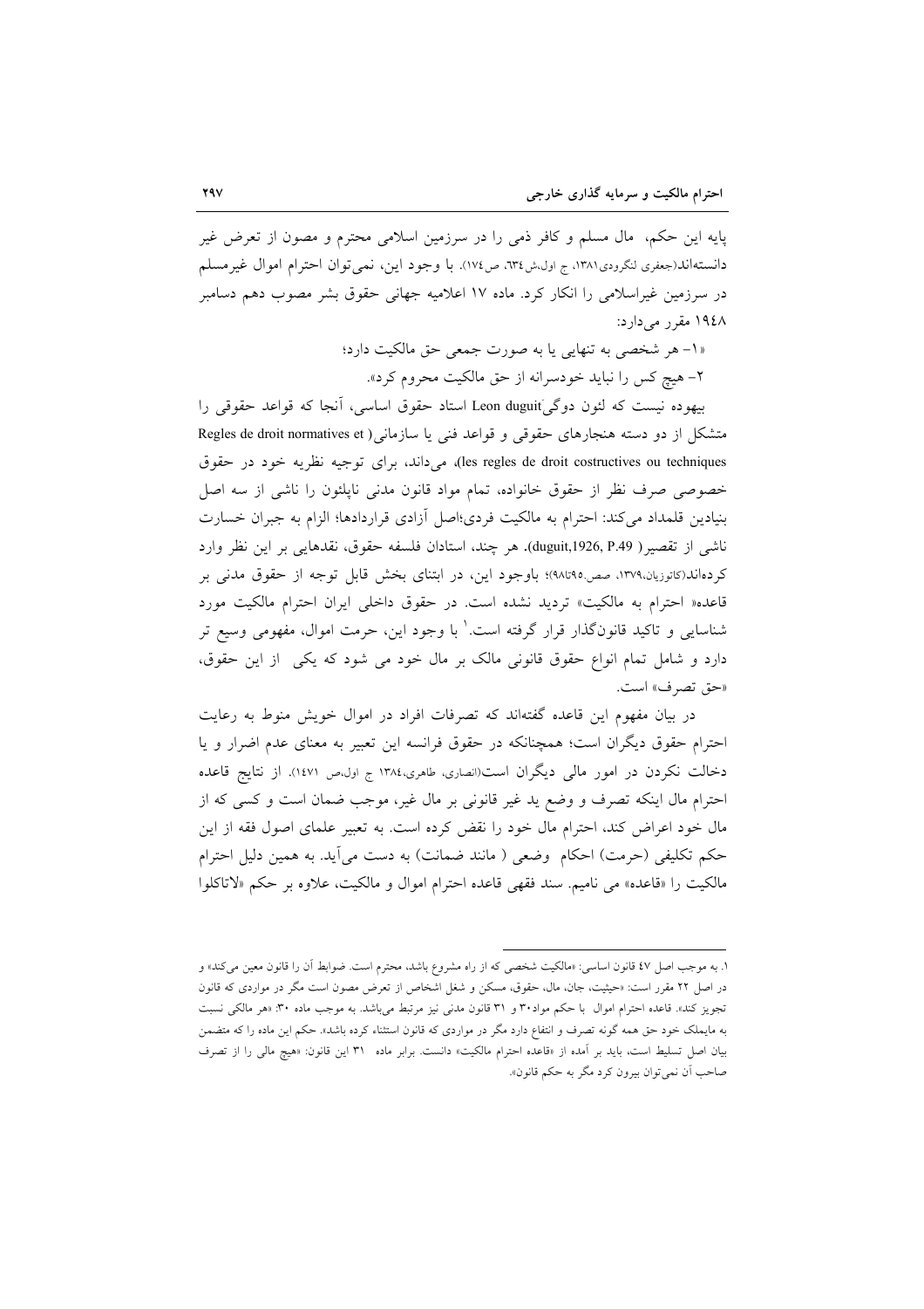پایه این حکم، مال مسلم و کافر ذمی را در سرزمین اسلامی محترم و مصون از تعرض غیر دانسته‌اند(جعفری لنگرودی۱۳۸۱، ج اول،ش۶۳۴، ص۱۷۴). با وجود این، نمی‌توان احترام اموال غیرمسلم در سرزمین غیراسلامی را انکار کرد. ماده ۱۷ اعلامیه جهانی حقوق بشر مصوب دهم دسامبر ۱۹۴۸ مقرر می‌دارد:

«۱- هر شخصی به تنهایی یا به صورت جمعی حق مالکیت دارد؛

۲- هیچ کس را نباید خودسرانه از حق مالکیت محروم کرد».

بیهوده نیست که لئون دوگی Leon duguit استاد حقوق اساسی، آنجا که قواعد حقوقی را متشکل از دو دسته هنجارهای حقوقی و قواعد فنی یا سازمانی( Regles de droit normatives et les regles de droit costructives ou techniques)، می‌داند، برای توجیه نظریه خود در حقوق خصوصی صرف نظر از حقوق خانواده، تمام مواد قانون مدنی ناپلئون را ناشی از سه اصل بنیادین قلمداد می‌کند: احترام به مالکیت فردی؛اصل آزادی قراردادها؛ الزام به جبران خسارت ناشی از تقصیر( duguit,1926, P.49). هر چند، استادان فلسفه حقوق، نقدهایی بر این نظر وارد کرده‌اند(کاتوزیان،۱۳۷۹، صص.۹۵تا۹۸)؛ باوجود این، در ابتدای بخش قابل توجه از حقوق مدنی بر قاعده« احترام به مالکیت» تردید نشده است. در حقوق داخلی ایران احترام مالکیت مورد شناسایی و تاکید قانونگذار قرار گرفته است.[۱] با وجود این، حرمت اموال، مفهومی وسیع تر دارد و شامل تمام انواع حقوق قانونی مالک بر مال خود می شود که یکی از این حقوق، «حق تصرف» است.

در بیان مفهوم این قاعده گفته‌اند که تصرفات افراد در اموال خویش منوط به رعایت احترام حقوق دیگران است؛ همچنانکه در حقوق فرانسه این تعبیر به معنای عدم اضرار و یا دخالت نکردن در امور مالی دیگران است(انصاری، طاهری،۱۳۸۴ ج اول،ص ۱۴۷۱). از نتایج قاعده احترام مال اینکه تصرف و وضع ید غیر قانونی بر مال غیر، موجب ضمان است و کسی که از مال خود اعراض کند، احترام مال خود را نقض کرده است. به تعبیر علمای اصول فقه از این حکم تکلیفی (حرمت) احکام وضعی ( مانند ضمانت) به دست می‌آید. به همین دلیل احترام مالکیت را «قاعده» می نامیم. سند فقهی قاعده احترام اموال و مالکیت، علاوه بر حکم «لاتاکلوا

---

۱. به موجب اصل ۴۷ قانون اساسی: «مالکیت شخصی که از راه مشروع باشد، محترم است. ضوابط آن را قانون معین می‌کند» و در اصل ۲۲ مقرر است: «حیثیت، جان، مال، حقوق، مسکن و شغل اشخاص از تعرض مصون است مگر در مواردی که قانون تجویز کند». قاعده احترام اموال با حکم مواد۳۰ و ۳۱ قانون مدنی نیز مرتبط می‌باشد. به موجب ماده ۳۰: «هر مالکی نسبت به مایملک خود حق همه گونه تصرف و انتفاع دارد مگر در مواردی که قانون استثناء کرده باشد». حکم این ماده را که متضمن بیان اصل تسلیط است، باید بر آمده از «قاعده احترام مالکیت» دانست. برابر ماده ۳۱ این قانون: «هیچ مالی را از تصرف صاحب آن نمی‌توان بیرون کرد مگر به حکم قانون».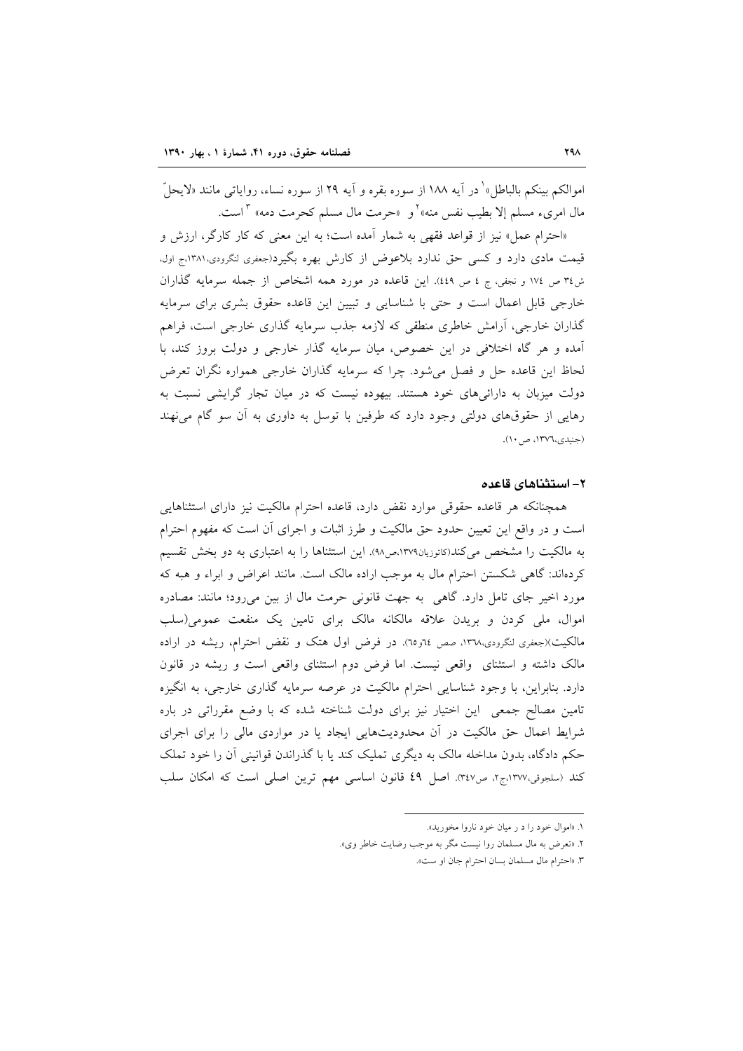اموالکم بینکم بالباطل»[1] در آیه ۱۸۸ از سوره بقره و آیه ۲۹ از سوره نساء، روایاتی مانند «لایحلّ مال امریء مسلم إلا بطیب نفس منه»[2] و «حرمت مال مسلم کحرمت دمه» [3] است.

«احترام عمل» نیز از قواعد فقهی به شمار آمده است؛ به این معنی که کار کارگر، ارزش و قیمت مادی دارد و کسی حق ندارد بلاعوض از کارش بهره بگیرد(جعفری لنگرودی،۱۳۸۱،ج اول، ش۳٤ ص ۱۷٤ و نجفی، ج ٤ ص ٤٤۹). این قاعده در مورد همه اشخاص از جمله سرمایه گذاران خارجی قابل اعمال است و حتی با شناسایی و تبیین این قاعده حقوق بشری برای سرمایه گذاران خارجی، آرامش خاطری منطقی که لازمه جذب سرمایه گذاری خارجی است، فراهم آمده و هر گاه اختلافی در این خصوص، میان سرمایه گذار خارجی و دولت بروز کند، با لحاظ این قاعده حل و فصل میشود. چرا که سرمایه گذاران خارجی همواره نگران تعرض دولت میزبان به دارائیهای خود هستند. بیهوده نیست که در میان تجار گرایشی نسبت به رهایی از حقوقهای دولتی وجود دارد که طرفین با توسل به داوری به آن سو گام مینهند (جنیدی،۱۳۷٦، ص ۱۰).

## ۲- استثناهای قاعده

همچنانکه هر قاعده حقوقی موارد نقض دارد، قاعده احترام مالکیت نیز دارای استثناهایی است و در واقع این تعیین حدود حق مالکیت و طرز اثبات و اجرای آن است که مفهوم احترام به مالکیت را مشخص میکند(کاتوزیان۱۳۷۹،ص۹۸). این استثناها را به اعتباری به دو بخش تقسیم کردهاند: گاهی شکستن احترام مال به موجب اراده مالک است. مانند اعراض و ابراء و هبه که مورد اخیر جای تامل دارد. گاهی به جهت قانونی حرمت مال از بین میرود؛ مانند: مصادره اموال، ملی کردن و بریدن علاقه مالکانه مالک برای تامین یک منفعت عمومی(سلب مالکیت)(جعفری لنگرودی،۱۳٦۸، صص ٦٤و٦٥). در فرض اول هتک و نقض احترام، ریشه در اراده مالک داشته و استثنای واقعی نیست. اما فرض دوم استثنای واقعی است و ریشه در قانون دارد. بنابراین، با وجود شناسایی احترام مالکیت در عرصه سرمایه گذاری خارجی، به انگیزه تامین مصالح جمعی این اختیار نیز برای دولت شناخته شده که با وضع مقرراتی در باره شرایط اعمال حق مالکیت در آن محدودیتهایی ایجاد یا در مواردی مالی را برای اجرای حکم دادگاه، بدون مداخله مالک به دیگری تملیک کند یا با گذراندن قوانینی آن را خود تملک کند (سلجوقی،۱۳۷۷،ج۲، ص۳٤۷). اصل ٤۹ قانون اساسی مهم ترین اصلی است که امکان سلب

---

۱. «اموال خود را د ر میان خود ناروا مخورید».

۲. «تعرض به مال مسلمان روا نیست مگر به موجب رضایت خاطر وی».

۳. «احترام مال مسلمان بسان احترام جان او ست».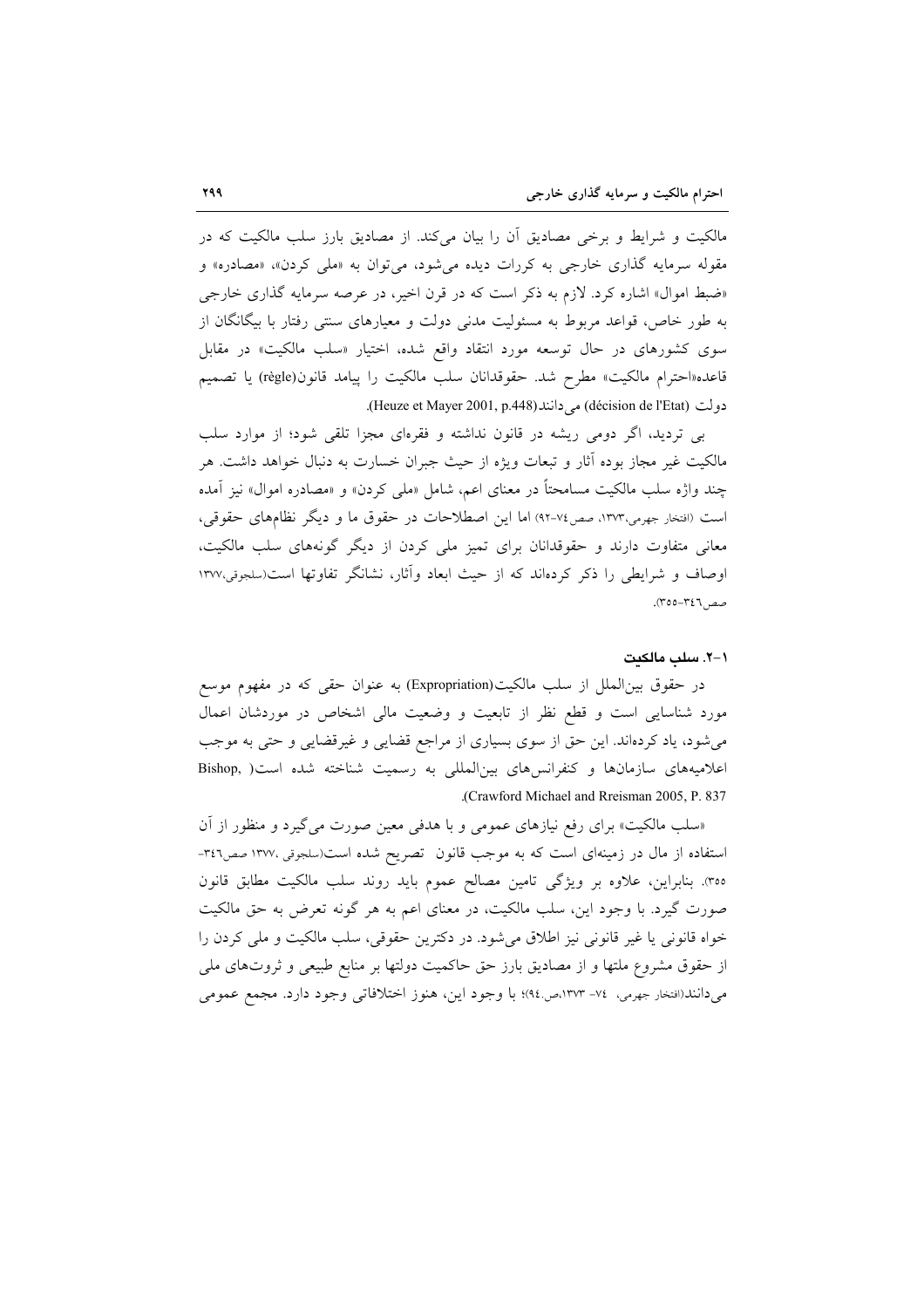مالکیت و شرایط و برخی مصادیق آن را بیان می‌کند. از مصادیق بارز سلب مالکیت که در مقوله سرمایه گذاری خارجی به کرات دیده می‌شود، می‌توان به «ملی کردن»، «مصادره» و «ضبط اموال» اشاره کرد. لازم به ذکر است که در قرن اخیر، در عرصه سرمایه گذاری خارجی به طور خاص، قواعد مربوط به مسئولیت مدنی دولت و معیارهای سنتی رفتار با بیگانگان از سوی کشورهای در حال توسعه مورد انتقاد واقع شده، اختیار «سلب مالکیت» در مقابل قاعده«احترام مالکیت» مطرح شد. حقوقدانان سلب مالکیت را پیامد قانون(règle) یا تصمیم دولت (décision de l'Etat) می‌دانند(Heuze et Mayer 2001, p.448).

بی تردید، اگر دومی ریشه در قانون نداشته و فقره‌ای مجزا تلقی شود؛ از موارد سلب مالکیت غیر مجاز بوده آثار و تبعات ویژه از حیث جبران خسارت به دنبال خواهد داشت. هر چند واژه سلب مالکیت مسامحتاً در معنای اعم، شامل «ملی کردن» و «مصادره اموال» نیز آمده است (افتخار جهرمی،۱۳۷۳، صص۷٤-۹۲) اما این اصطلاحات در حقوق ما و دیگر نظام‌های حقوقی، معانی متفاوت دارند و حقوقدانان برای تمیز ملی کردن از دیگر گونه‌های سلب مالکیت، اوصاف و شرایطی را ذکر کرده‌اند که از حیث ابعاد وآثار، نشانگر تفاوتها است(سلجوقی،۱۳۷۷، صص۳٤٦-۳۵۵).

### ۱-۲. سلب مالکیت

در حقوق بین‌الملل از سلب مالکیت(Expropriation) به عنوان حقی که در مفهوم موسع مورد شناسایی است و قطع نظر از تابعیت و وضعیت مالی اشخاص در موردشان اعمال می‌شود، یاد کرده‌اند. این حق از سوی بسیاری از مراجع قضایی و غیرقضایی و حتی به موجب اعلامیه‌های سازمان‌ها و کنفرانس‌های بین‌المللی به رسمیت شناخته شده است( Bishop, Crawford Michael and Rreisman 2005, P. 837).

«سلب مالکیت» برای رفع نیازهای عمومی و با هدفی معین صورت می‌گیرد و منظور از آن استفاده از مال در زمینه‌ای است که به موجب قانون تصریح شده است(سلجوقی ،۱۳۷۷ صص۳٤٦-۳۵۵). بنابراین، علاوه بر ویژگی تامین مصالح عموم باید روند سلب مالکیت مطابق قانون صورت گیرد. با وجود این، سلب مالکیت، در معنای اعم به هر گونه تعرض به حق مالکیت خواه قانونی یا غیر قانونی نیز اطلاق می‌شود. در دکترین حقوقی، سلب مالکیت و ملی کردن را از حقوق مشروع ملتها و از مصادیق بارز حق حاکمیت دولتها بر منابع طبیعی و ثروت‌های ملی می‌دانند(افتخار جهرمی، ۷٤- ۱۳۷۳،ص.۹٤)؛ با وجود این، هنوز اختلافاتی وجود دارد. مجمع عمومی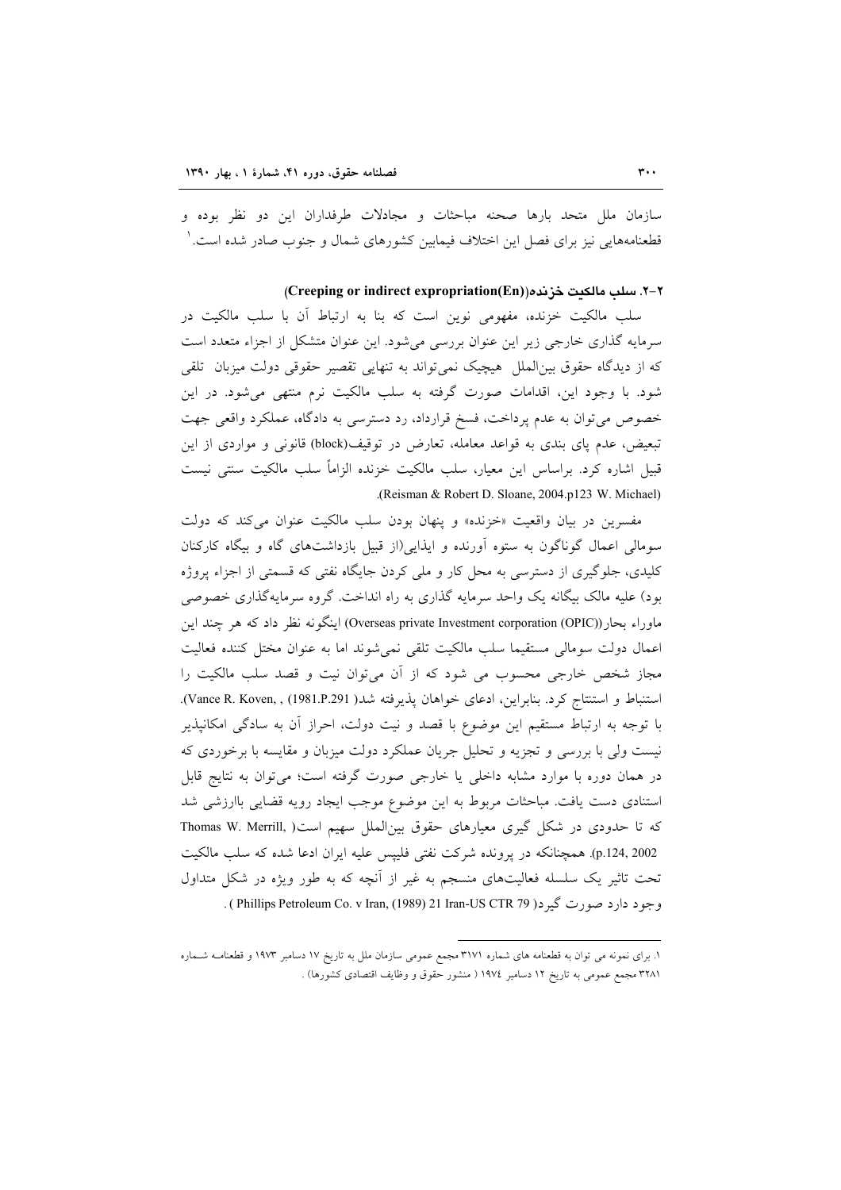سازمان ملل متحد بارها صحنه مباحثات و مجادلات طرفداران این دو نظر بوده و قطعنامه‌هایی نیز برای فصل این اختلاف فیمابین کشورهای شمال و جنوب صادر شده است.[1]

### ۲-۲. سلب مالکیت خزنده((Creeping or indirect expropriation(En)

سلب مالکیت خزنده، مفهومی نوین است که بنا به ارتباط آن با سلب مالکیت در سرمایه گذاری خارجی زیر این عنوان بررسی می‌شود. این عنوان متشکل از اجزاء متعدد است که از دیدگاه حقوق بین‌الملل هیچیک نمی‌تواند به تنهایی تقصیر حقوقی دولت میزبان تلقی شود. با وجود این، اقدامات صورت گرفته به سلب مالکیت نرم منتهی می‌شود. در این خصوص می‌توان به عدم پرداخت، فسخ قرارداد، رد دسترسی به دادگاه، عملکرد واقعی جهت تبعیض، عدم پای بندی به قواعد معامله، تعارض در توقیف(block) قانونی و مواردی از این قبیل اشاره کرد. براساس این معیار، سلب مالکیت خزنده الزاماً سلب مالکیت سنتی نیست (Reisman & Robert D. Sloane, 2004.p123 W. Michael).

مفسرین در بیان واقعیت «خزنده» و پنهان بودن سلب مالکیت عنوان می‌کند که دولت سومالی اعمال گوناگون به ستوه آورنده و ایذایی(از قبیل بازداشت‌های گاه و بیگاه کارکنان کلیدی، جلوگیری از دسترسی به محل کار و ملی کردن جایگاه نفتی که قسمتی از اجزاء پروژه بود) علیه مالک بیگانه یک واحد سرمایه گذاری به راه انداخت. گروه سرمایه‌گذاری خصوصی ماوراء بحار((Overseas private Investment corporation (OPIC) اینگونه نظر داد که هر چند این اعمال دولت سومالی مستقیما سلب مالکیت تلقی نمی‌شوند اما به عنوان مختل کننده فعالیت مجاز شخص خارجی محسوب می شود که از آن می‌توان نیت و قصد سلب مالکیت را استنباط و استنتاج کرد. بنابراین، ادعای خواهان پذیرفته شد( Vance R. Koven, , (1981.P.291). با توجه به ارتباط مستقیم این موضوع با قصد و نیت دولت، احراز آن به سادگی امکانپذیر نیست ولی با بررسی و تجزیه و تحلیل جریان عملکرد دولت میزبان و مقایسه با برخوردی که در همان دوره با موارد مشابه داخلی یا خارجی صورت گرفته است؛ می‌توان به نتایج قابل استنادی دست یافت. مباحثات مربوط به این موضوع موجب ایجاد رویه قضایی باارزشی شد که تا حدودی در شکل گیری معیارهای حقوق بین‌الملل سهیم است( Thomas W. Merrill, p.124, 2002). همچنانکه در پرونده شرکت نفتی فلیپس علیه ایران ادعا شده که سلب مالکیت تحت تاثیر یک سلسله فعالیت‌های منسجم به غیر از آنچه که به طور ویژه در شکل متداول وجود دارد صورت گیرد( Phillips Petroleum Co. v Iran, (1989) 21 Iran-US CTR 79 ).

---

۱. برای نمونه می توان به قطعنامه های شماره ۳۱۷۱ مجمع عمومی سازمان ملل به تاریخ ۱۷ دسامبر ۱۹۷۳ و قطعنامه شماره ۳۲۸۱ مجمع عمومی به تاریخ ۱۲ دسامبر ۱۹۷٤ ( منشور حقوق و وظایف اقتصادی کشورها) .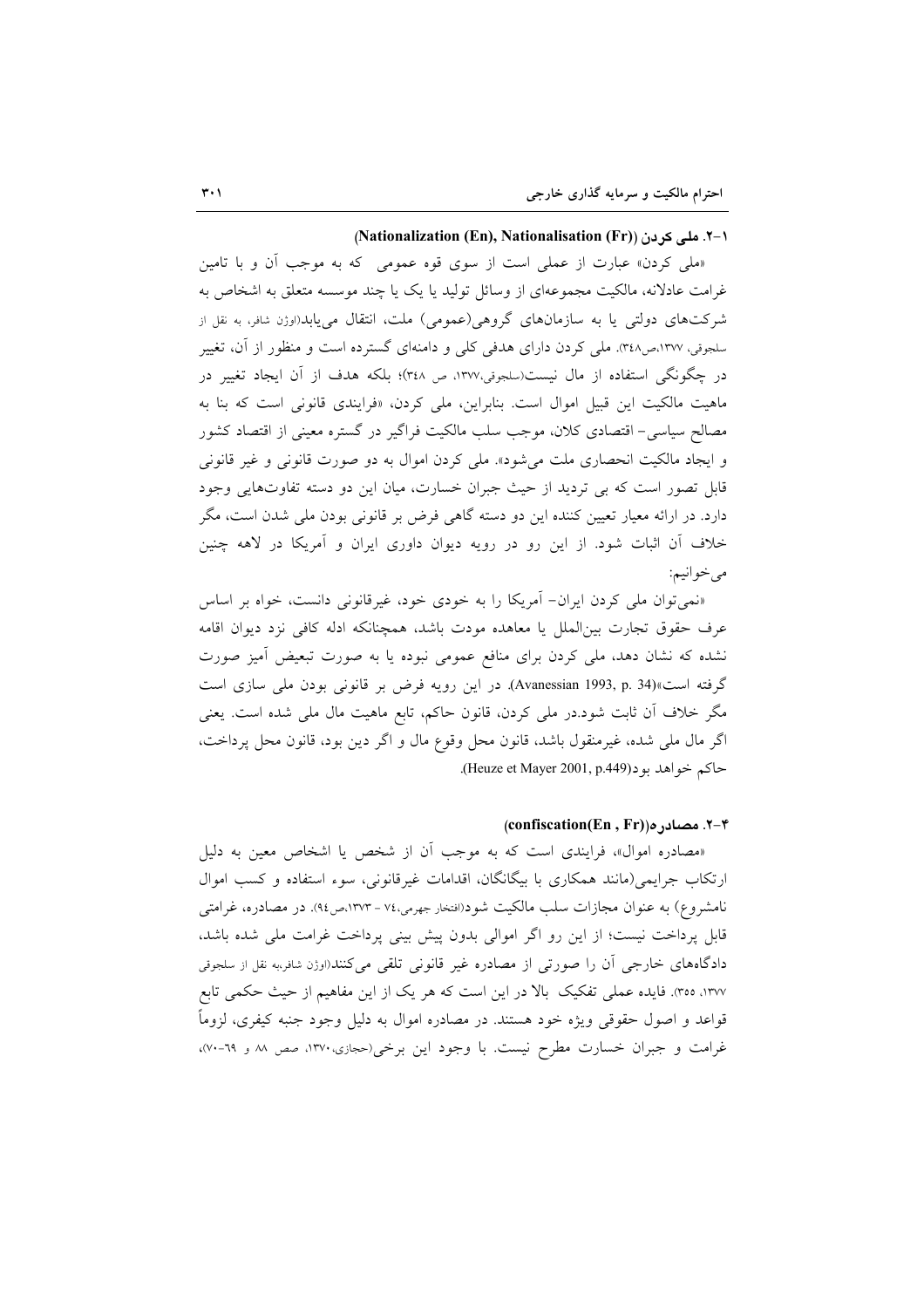### ۱-۲. ملی کردن ((Nationalization (En), Nationalisation (Fr))

«ملی کردن» عبارت از عملی است از سوی قوه عمومی که به موجب آن و با تامین غرامت عادلانه، مالکیت مجموعه‌ای از وسائل تولید یا یک یا چند موسسه متعلق به اشخاص به شرکت‌های دولتی یا به سازمان‌های گروهی(عمومی) ملت، انتقال می‌یابد(اوژن شافر، به نقل از سلجوقی، ۱۳۷۷،ص۳٤۸). ملی کردن دارای هدفی کلی و دامنه‌ای گسترده است و منظور از آن، تغییر در چگونگی استفاده از مال نیست(سلجوقی،۱۳۷۷، ص ۳٤۸)؛ بلکه هدف از آن ایجاد تغییر در ماهیت مالکیت این قبیل اموال است. بنابراین، ملی کردن، «فرایندی قانونی است که بنا به مصالح سیاسی- اقتصادی کلان، موجب سلب مالکیت فراگیر در گستره معینی از اقتصاد کشور و ایجاد مالکیت انحصاری ملت می‌شود». ملی کردن اموال به دو صورت قانونی و غیر قانونی قابل تصور است که بی تردید از حیث جبران خسارت، میان این دو دسته تفاوت‌هایی وجود دارد. در ارائه معیار تعیین کننده این دو دسته گاهی فرض بر قانونی بودن ملی شدن است، مگر خلاف آن اثبات شود. از این رو در رویه دیوان داوری ایران و آمریکا در لاهه چنین می‌خوانیم:

«نمی‌توان ملی کردن ایران- آمریکا را به خودی خود، غیرقانونی دانست، خواه بر اساس عرف حقوق تجارت بین‌الملل یا معاهده مودت باشد، همچنانکه ادله کافی نزد دیوان اقامه نشده که نشان دهد، ملی کردن برای منافع عمومی نبوده یا به صورت تبعیض آمیز صورت گرفته است»(Avanessian 1993, p. 34). در این رویه فرض بر قانونی بودن ملی سازی است مگر خلاف آن ثابت شود.در ملی کردن، قانون حاکم، تابع ماهیت مال ملی شده است. یعنی اگر مال ملی شده، غیرمنقول باشد، قانون محل وقوع مال و اگر دین بود، قانون محل پرداخت، حاکم خواهد بود(Heuze et Mayer 2001, p.449).

### ۲-۴. مصادره((confiscation(En , Fr))

«مصادره اموال»، فرایندی است که به موجب آن از شخص یا اشخاص معین به دلیل ارتکاب جرایمی(مانند همکاری با بیگانگان، اقدامات غیرقانونی، سوء استفاده و کسب اموال نامشروع) به عنوان مجازات سلب مالکیت شود(افتخار جهرمی،۷٤ - ۱۳۷۳،ص۹٤). در مصادره، غرامتی قابل پرداخت نیست؛ از این رو اگر اموالی بدون پیش بینی پرداخت غرامت ملی شده باشد، دادگاه‌های خارجی آن را صورتی از مصادره غیر قانونی تلقی می‌کنند(اوژن شافر،به نقل از سلجوقی ۱۳۷۷، ۳۵۵). فایده عملی تفکیک بالا در این است که هر یک از این مفاهیم از حیث حکمی تابع قواعد و اصول حقوقی ویژه خود هستند. در مصادره اموال به دلیل وجود جنبه کیفری، لزوماً غرامت و جبران خسارت مطرح نیست. با وجود این برخی(حجازی،۱۳۷۰، صص ۸۸ و ٦۹-۷۰)،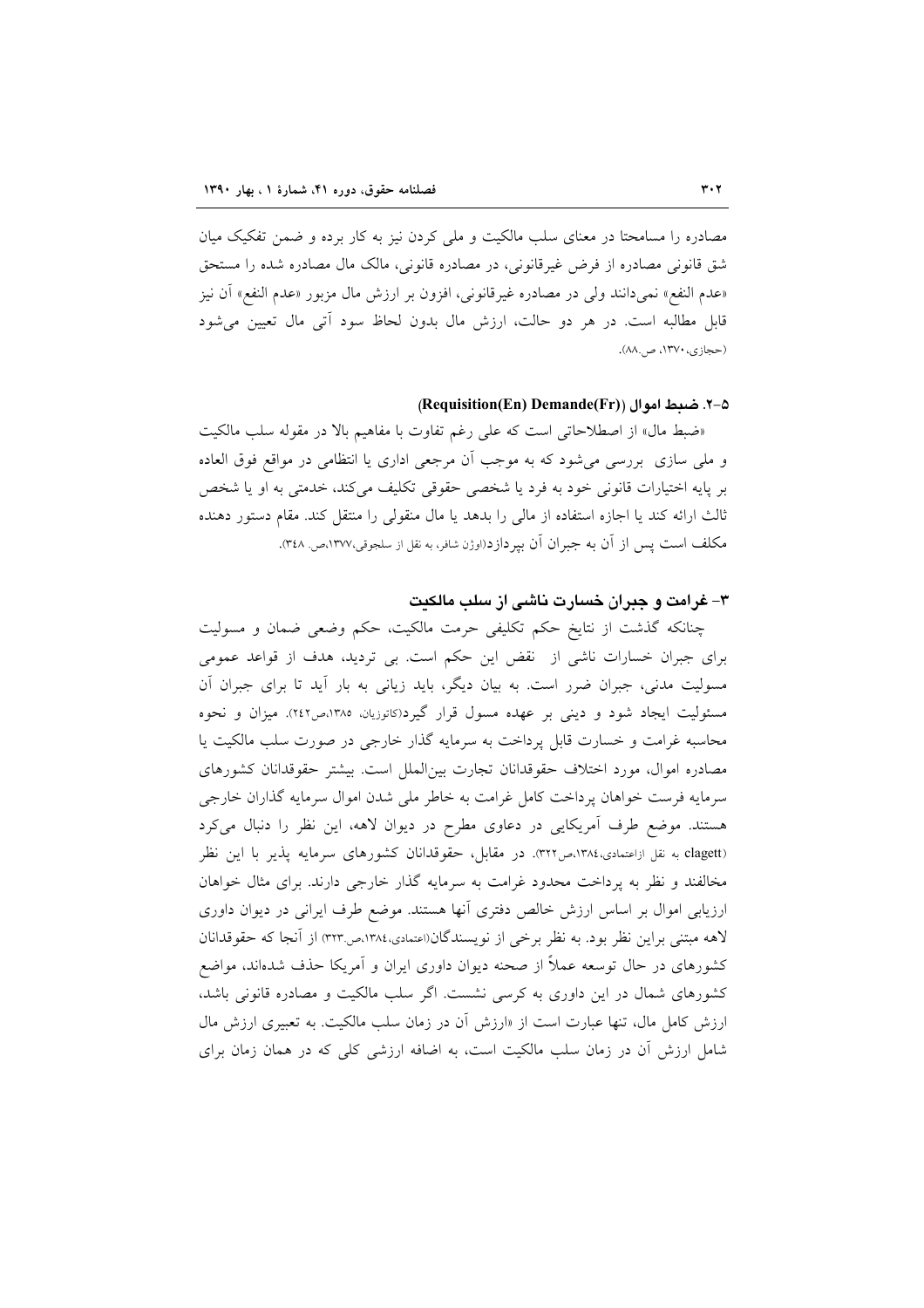مصادره را مسامحتا در معنای سلب مالکیت و ملی کردن نیز به کار برده و ضمن تفکیک میان شق قانونی مصادره از فرض غیرقانونی، در مصادره قانونی، مالک مال مصادره شده را مستحق «عدم النفع» نمی‌دانند ولی در مصادره غیرقانونی، افزون بر ارزش مال مزبور «عدم النفع» آن نیز قابل مطالبه است. در هر دو حالت، ارزش مال بدون لحاظ سود آتی مال تعیین می‌شود (حجازی،۱۳۷۰، ص.۸۸).

#### ۲-۵. ضبط اموال (Requisition(En) Demande(Fr))

«ضبط مال» از اصطلاحاتی است که علی رغم تفاوت با مفاهیم بالا در مقوله سلب مالکیت و ملی سازی بررسی می‌شود که به موجب آن مرجعی اداری یا انتظامی در مواقع فوق العاده بر پایه اختیارات قانونی خود به فرد یا شخصی حقوقی تکلیف می‌کند، خدمتی به او یا شخص ثالث ارائه کند یا اجازه استفاده از مالی را بدهد یا مال منقولی را منتقل کند. مقام دستور دهنده مکلف است پس از آن به جبران آن بپردازد(اوژن شافر، به نقل از سلجوقی،۱۳۷۷،ص. ۳٤۸).

### ۳- غرامت و جبران خسارت ناشی از سلب مالکیت

چنانکه گذشت از نتایج حکم تکلیفی حرمت مالکیت، حکم وضعی ضمان و مسولیت برای جبران خسارات ناشی از نقض این حکم است. بی تردید، هدف از قواعد عمومی مسولیت مدنی، جبران ضرر است. به بیان دیگر، باید زیانی به بار آید تا برای جبران آن مسئولیت ایجاد شود و دینی بر عهده مسول قرار گیرد(کاتوزیان، ۱۳۸٥،ص۲٤۲). میزان و نحوه محاسبه غرامت و خسارت قابل پرداخت به سرمایه گذار خارجی در صورت سلب مالکیت یا مصادره اموال، مورد اختلاف حقوقدانان تجارت بین‌الملل است. بیشتر حقوقدانان کشورهای سرمایه فرست خواهان پرداخت کامل غرامت به خاطر ملی شدن اموال سرمایه گذاران خارجی هستند. موضع طرف آمریکایی در دعاوی مطرح در دیوان لاهه، این نظر را دنبال می‌کرد (clagett به نقل ازاعتمادی،۱۳۸٤،ص۳۲۲). در مقابل، حقوقدانان کشورهای سرمایه پذیر با این نظر مخالفند و نظر به پرداخت محدود غرامت به سرمایه گذار خارجی دارند. برای مثال خواهان ارزیابی اموال بر اساس ارزش خالص دفتری آنها هستند. موضع طرف ایرانی در دیوان داوری لاهه مبتنی براین نظر بود. به نظر برخی از نویسندگان(اعتمادی،۱۳۸٤،ص.۳۲۳) از آنجا که حقوقدانان کشورهای در حال توسعه عملاً از صحنه دیوان داوری ایران و آمریکا حذف شده‌اند، مواضع کشورهای شمال در این داوری به کرسی نشست. اگر سلب مالکیت و مصادره قانونی باشد، ارزش کامل مال، تنها عبارت است از «ارزش آن در زمان سلب مالکیت. به تعبیری ارزش مال شامل ارزش آن در زمان سلب مالکیت است، به اضافه ارزشی کلی که در همان زمان برای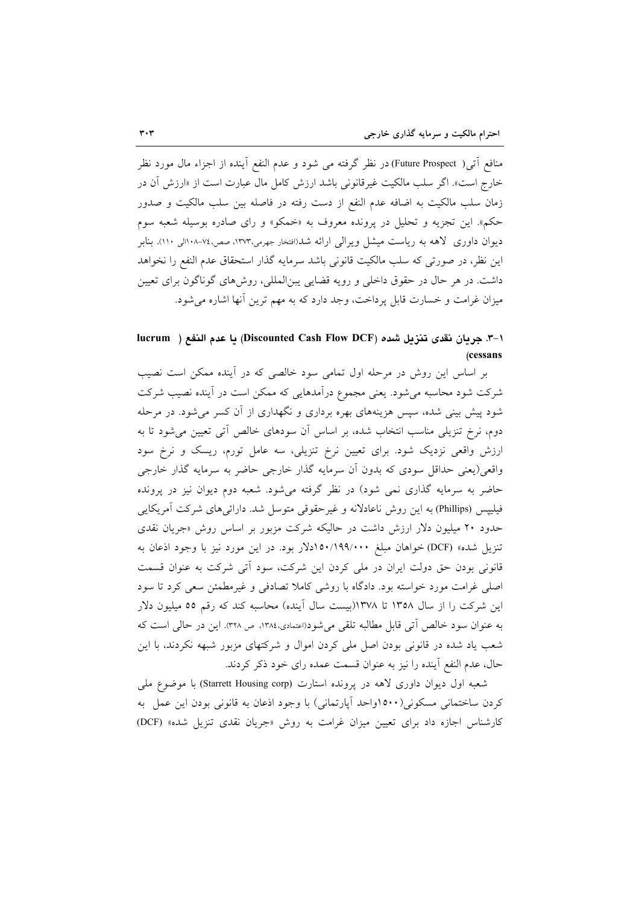منافع آتی( Future Prospect) در نظر گرفته می شود و عدم النفع آینده از اجزاء مال مورد نظر خارج است». اگر سلب مالکیت غیرقانونی باشد ارزش کامل مال عبارت است از «ارزش آن در زمان سلب مالکیت به اضافه عدم النفع از دست رفته در فاصله بین سلب مالکیت و صدور حکم». این تجزیه و تحلیل در پرونده معروف به «خمکو» و رای صادره بوسیله شعبه سوم دیوان داوری لاهه به ریاست میشل ویرالی ارائه شد(افتخار جهرمی،۱۳۷۳، صص،۷٤-۱۰۸الی ۱۱۰). بنابر این نظر، در صورتی که سلب مالکیت قانونی باشد سرمایه گذار استحقاق عدم النفع را نخواهد داشت. در هر حال در حقوق داخلی و رویه قضایی بین‌المللی، روش‌های گوناگون برای تعیین میزان غرامت و خسارت قابل پرداخت، وجد دارد که به مهم ترین آنها اشاره می‌شود.

### ۱-۳. جریان نقدی تنزیل شده (Discounted Cash Flow DCF) یا عدم النفع ( lucrum cessans)

بر اساس این روش در مرحله اول تمامی سود خالصی که در آینده ممکن است نصیب شرکت شود محاسبه می‌شود. یعنی مجموع درآمدهایی که ممکن است در آینده نصیب شرکت شود پیش بینی شده، سپس هزینه‌های بهره برداری و نگهداری از آن کسر می‌شود. در مرحله دوم، نرخ تنزیلی مناسب انتخاب شده، بر اساس آن سودهای خالص آتی تعیین می‌شود تا به ارزش واقعی نزدیک شود. برای تعیین نرخ تنزیلی، سه عامل تورم، ریسک و نرخ سود واقعی(یعنی حداقل سودی که بدون آن سرمایه گذار خارجی حاضر به سرمایه گذار خارجی حاضر به سرمایه گذاری نمی شود) در نظر گرفته می‌شود. شعبه دوم دیوان نیز در پرونده فیلیپس (Phillips) به این روش ناعادلانه و غیرحقوقی متوسل شد. دارائی‌های شرکت آمریکایی حدود ۲۰ میلیون دلار ارزش داشت در حالیکه شرکت مزبور بر اساس روش «جریان نقدی تنزیل شده» (DCF) خواهان مبلغ ۱۵۰/۱۹۹/۰۰۰دلار بود. در این مورد نیز با وجود اذعان به قانونی بودن حق دولت ایران در ملی کردن این شرکت، سود آتی شرکت به عنوان قسمت اصلی غرامت مورد خواسته بود. دادگاه با روشی کاملا تصادفی و غیرمطمئن سعی کرد تا سود این شرکت را از سال ۱۳۵۸ تا ۱۳۷۸(بیست سال آینده) محاسبه کند که رقم ۵۵ میلیون دلار به عنوان سود خالص آتی قابل مطالبه تلقی می‌شود(اعتمادی،۱۳۸٤، ص ۳۲۸). این در حالی است که شعب یاد شده در قانونی بودن اصل ملی کردن اموال و شرکتهای مزبور شبهه نکردند، با این حال، عدم النفع آینده را نیز به عنوان قسمت عمده رای خود ذکر کردند.

شعبه اول دیوان داوری لاهه در پرونده استارت (Starrett Housing corp) با موضوع ملی کردن ساختمانی مسکونی(۱۵۰۰واحد آپارتمانی) با وجود اذعان به قانونی بودن این عمل به کارشناس اجازه داد برای تعیین میزان غرامت به روش «جریان نقدی تنزیل شده» (DCF)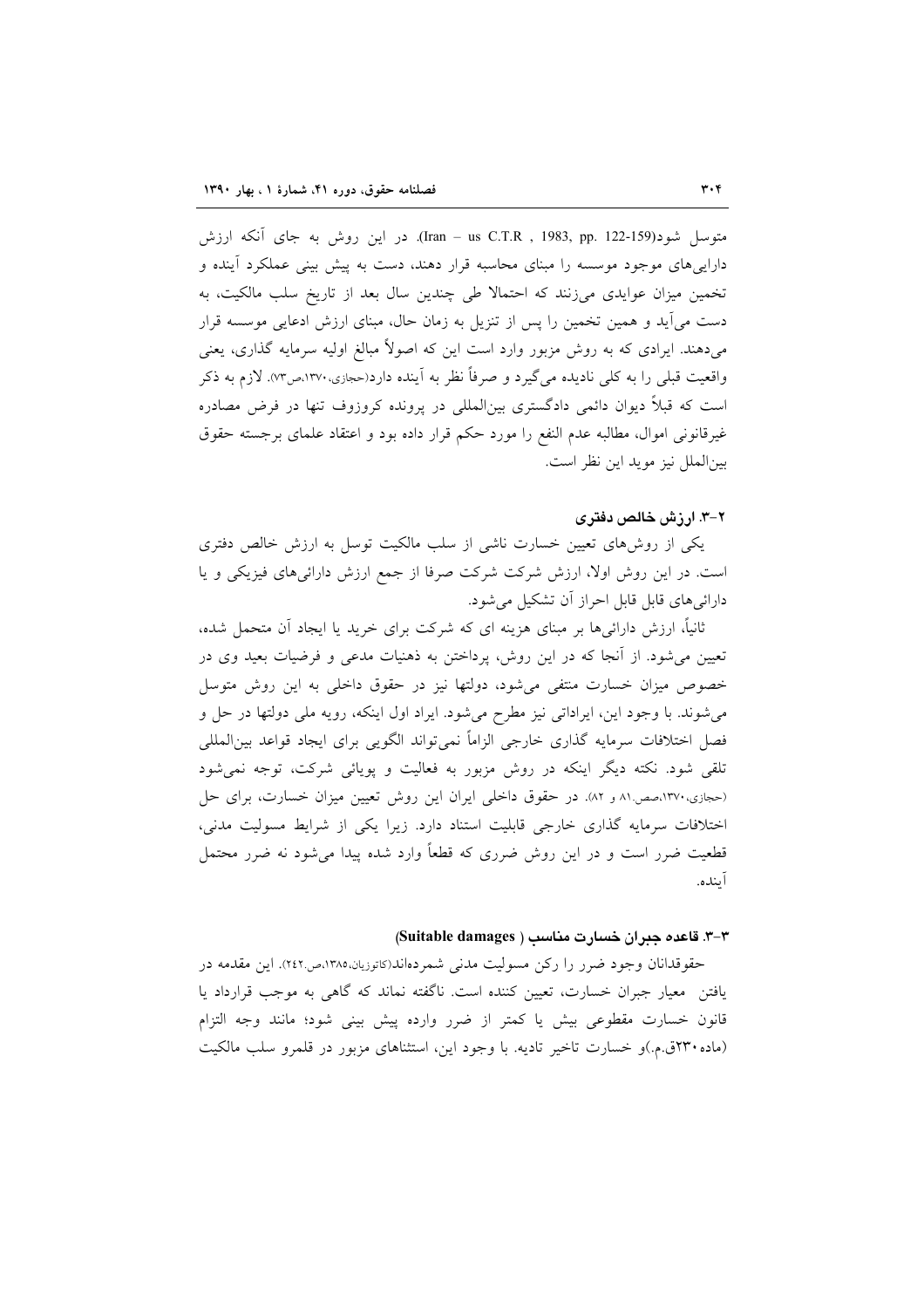متوسل شود(Iran – us C.T.R , 1983, pp. 122-159). در این روش به جای آنکه ارزش دارایی‌های موجود موسسه را مبنای محاسبه قرار دهند، دست به پیش بینی عملکرد آینده و تخمین میزان عوایدی می‌زنند که احتمالا طی چندین سال بعد از تاریخ سلب مالکیت، به دست می‌آید و همین تخمین را پس از تنزیل به زمان حال، مبنای ارزش ادعایی موسسه قرار می‌دهند. ایرادی که به روش مزبور وارد است این که اصولاً مبالغ اولیه سرمایه گذاری، یعنی واقعیت قبلی را به کلی نادیده می‌گیرد و صرفاً نظر به آینده دارد(حجازی،۱۳۷۰،ص۷۳). لازم به ذکر است که قبلاً دیوان دائمی دادگستری بین‌المللی در پرونده کروزوف تنها در فرض مصادره غیرقانونی اموال، مطالبه عدم النفع را مورد حکم قرار داده بود و اعتقاد علمای برجسته حقوق بین‌الملل نیز موید این نظر است.

### ۲-۳. ارزش خالص دفتری

یکی از روش‌های تعیین خسارت ناشی از سلب مالکیت توسل به ارزش خالص دفتری است. در این روش اولا، ارزش شرکت صرفا از جمع ارزش دارائی‌های فیزیکی و یا دارائی‌های قابل قابل احراز آن تشکیل می‌شود.

ثانیاً، ارزش دارائی‌ها بر مبنای هزینه ای که شرکت برای خرید یا ایجاد آن متحمل شده، تعیین می‌شود. از آنجا که در این روش، پرداختن به ذهنیات مدعی و فرضیات بعید وی در خصوص میزان خسارت منتفی می‌شود، دولتها نیز در حقوق داخلی به این روش متوسل می‌شوند. با وجود این، ایراداتی نیز مطرح می‌شود. ایراد اول اینکه، رویه ملی دولتها در حل و فصل اختلافات سرمایه گذاری خارجی الزاماً نمی‌تواند الگویی برای ایجاد قواعد بین‌المللی تلقی شود. نکته دیگر اینکه در روش مزبور به فعالیت و پویائی شرکت، توجه نمی‌شود (حجازی،۱۳۷۰،صص.۸۱ و ۸۲). در حقوق داخلی ایران این روش تعیین میزان خسارت، برای حل اختلافات سرمایه گذاری خارجی قابلیت استناد دارد. زیرا یکی از شرایط مسولیت مدنی، قطعیت ضرر است و در این روش ضرری که قطعاً وارد شده پیدا می‌شود نه ضرر محتمل آینده.

### ۳-۳. قاعده جبران خسارت مناسب ( Suitable damages)

حقوقدانان وجود ضرر را رکن مسولیت مدنی شمرده‌اند(کاتوزیان،۱۳۸۵،ص.۲۴۲). این مقدمه در یافتن معیار جبران خسارت، تعیین کننده است. ناگفته نماند که گاهی به موجب قرارداد یا قانون خسارت مقطوعی بیش یا کمتر از ضرر وارده پیش بینی شود؛ مانند وجه التزام (ماده۲۳۰ق.م.)و خسارت تاخیر تادیه. با وجود این، استثناهای مزبور در قلمرو سلب مالکیت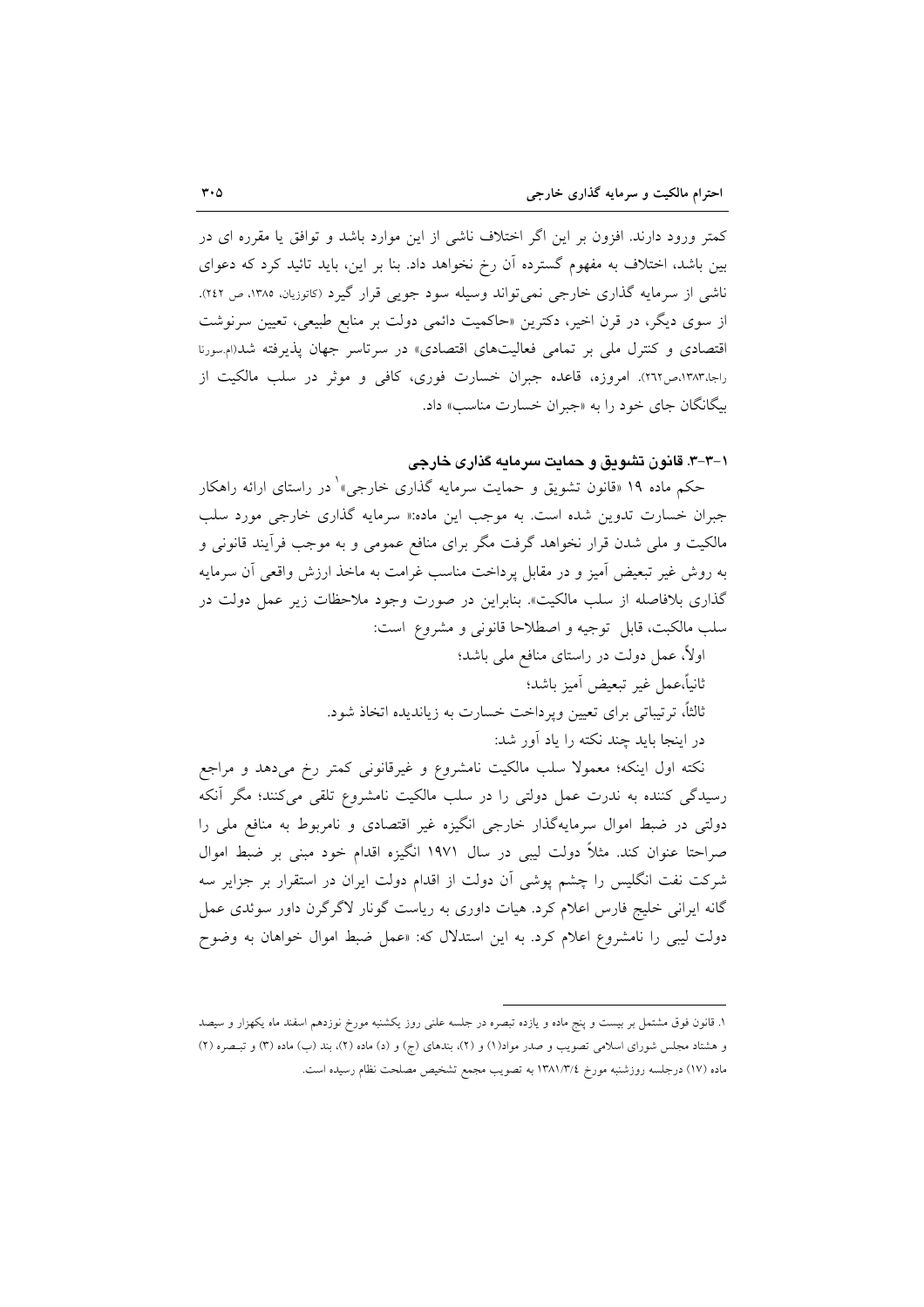کمتر ورود دارند. افزون بر این اگر اختلاف ناشی از این موارد باشد و توافق یا مقرره ای در بین باشد، اختلاف به مفهوم گسترده آن رخ نخواهد داد. بنا بر این، باید تائید کرد که دعوای ناشی از سرمایه گذاری خارجی نمی‌تواند وسیله سود جویی قرار گیرد (کاتوزیان، ۱۳۸۵، ص ۲٤۲). از سوی دیگر، در قرن اخیر، دکترین «حاکمیت دائمی دولت بر منابع طبیعی، تعیین سرنوشت اقتصادی و کنترل ملی بر تمامی فعالیت‌های اقتصادی» در سرتاسر جهان پذیرفته شد(ام.سورنا راجا،۱۳۸۳،ص۲٦۲). امروزه، قاعده جبران خسارت فوری، کافی و موثر در سلب مالکیت از بیگانگان جای خود را به «جبران خسارت مناسب» داد.

### ۱-۳-۳. قانون تشویق و حمایت سرمایه گذاری خارجی

حکم ماده ۱۹ «قانون تشویق و حمایت سرمایه گذاری خارجی»[1] در راستای ارائه راهکار جبران خسارت تدوین شده است. به موجب این ماده:« سرمایه گذاری خارجی مورد سلب مالکیت و ملی شدن قرار نخواهد گرفت مگر برای منافع عمومی و به موجب فرآیند قانونی و به روش غیر تبعیض آمیز و در مقابل پرداخت مناسب غرامت به ماخذ ارزش واقعی آن سرمایه گذاری بلافاصله از سلب مالکیت». بنابراین در صورت وجود ملاحظات زیر عمل دولت در سلب مالکبت، قابل توجیه و اصطلاحا قانونی و مشروع است:

اولاً، عمل دولت در راستای منافع ملی باشد؛

ثانیاً،عمل غیر تبعیض آمیز باشد؛

ثالثاً، ترتیباتی برای تعیین وپرداخت خسارت به زیاندیده اتخاذ شود.

در اینجا باید چند نکته را یاد آور شد:

نکته اول اینکه؛ معمولا سلب مالکیت نامشروع و غیرقانونی کمتر رخ می‌دهد و مراجع رسیدگی کننده به ندرت عمل دولتی را در سلب مالکیت نامشروع تلقی می‌کنند؛ مگر آنکه دولتی در ضبط اموال سرمایه‌گذار خارجی انگیزه غیر اقتصادی و نامربوط به منافع ملی را صراحتا عنوان کند. مثلاً دولت لیبی در سال ۱۹۷۱ انگیزه اقدام خود مبنی بر ضبط اموال شرکت نفت انگلیس را چشم پوشی آن دولت از اقدام دولت ایران در استقرار بر جزایر سه گانه ایرانی خلیج فارس اعلام کرد. هیات داوری به ریاست گونار لاگرگرن داور سوئدی عمل دولت لیبی را نامشروع اعلام کرد. به این استدلال که: «عمل ضبط اموال خواهان به وضوح

---

۱. قانون فوق مشتمل بر بیست و پنج ماده و یازده تبصره در جلسه علنی روز یکشنبه مورخ نوزدهم اسفند ماه یکهزار و سیصد و هشتاد مجلس شورای اسلامی تصویب و صدر مواد(۱) و (۲)، بندهای (ج) و (د) ماده (۲)، بند (ب) ماده (۳) و تبصره (۲) ماده (۱۷) درجلسه روزشنبه مورخ ۱۳۸۱/۳/٤ به تصویب مجمع تشخیص مصلحت نظام رسیده است.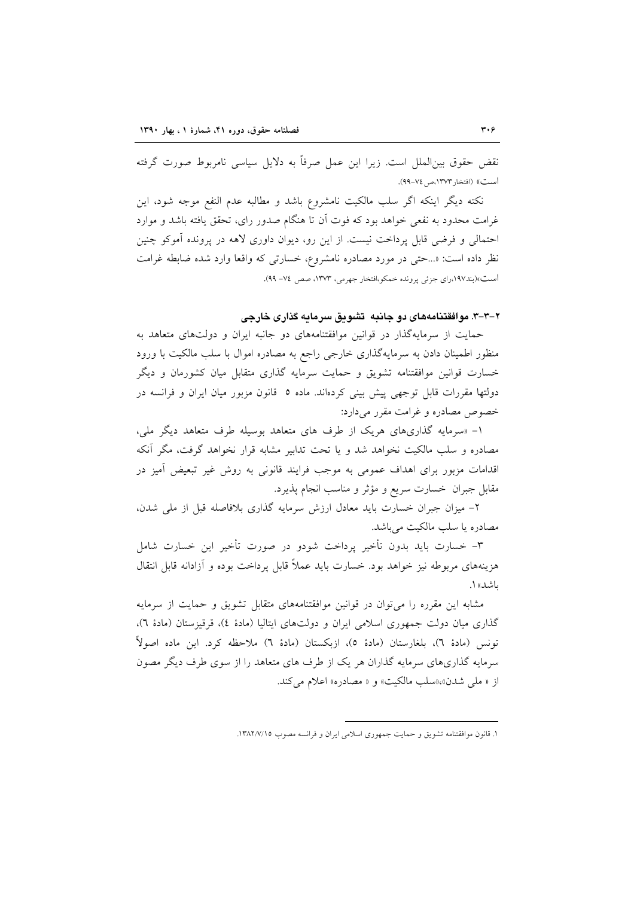نقض حقوق بین‌الملل است. زیرا این عمل صرفاً به دلایل سیاسی نامربوط صورت گرفته است» (افتخار۱۳۷۳،ص ۷٤-۹۹).

نکته دیگر اینکه اگر سلب مالکیت نامشروع باشد و مطالبه عدم النفع موجه شود، این غرامت محدود به نفعی خواهد بود که فوت آن تا هنگام صدور رای، تحقق یافته باشد و موارد احتمالی و فرضی قابل پرداخت نیست. از این رو، دیوان داوری لاهه در پرونده آموکو چنین نظر داده است: «...حتی در مورد مصادره نامشروع، خسارتی که واقعا وارد شده ضابطه غرامت است»(بند۱۹۷،رای جزئی پرونده خمکو،افتخار جهرمی، ۱۳۷۳، صص ۷٤- ۹۹).

### ۲-۳-۳. موافقتنامه‌های دو جانبه تشویق سرمایه گذاری خارجی

حمایت از سرمایه‌گذار در قوانین موافقتنامه‌های دو جانبه ایران و دولت‌های متعاهد به منظور اطمینان دادن به سرمایه‌گذاری خارجی راجع به مصادره اموال با سلب مالکیت با ورود خسارت قوانین موافقتنامه تشویق و حمایت سرمایه گذاری متقابل میان کشورمان و دیگر دولتها مقررات قابل توجهی پیش بینی کرده‌اند. ماده ۵ قانون مزبور میان ایران و فرانسه در خصوص مصادره و غرامت مقرر می‌دارد:

۱- «سرمایه گذاری‌های هریک از طرف های متعاهد بوسیله طرف متعاهد دیگر ملی، مصادره و سلب مالکیت نخواهد شد و یا تحت تدابیر مشابه قرار نخواهد گرفت، مگر آنکه اقدامات مزبور برای اهداف عمومی به موجب فرایند قانونی به روش غیر تبعیض آمیز در مقابل جبران خسارت سریع و مؤثر و مناسب انجام پذیرد.

۲- میزان جبران خسارت باید معادل ارزش سرمایه گذاری بلافاصله قبل از ملی شدن، مصادره یا سلب مالکیت می‌باشد.

۳- خسارت باید بدون تأخیر پرداخت شودو در صورت تأخیر پرداخت این خسارت شامل هزینه‌های مربوطه نیز خواهد بود. خسارت باید عملاً قابل پرداخت بوده و آزادانه قابل انتقال باشد»[۱].

مشابه این مقرره را می‌توان در قوانین موافقتنامه‌های متقابل تشویق و حمایت از سرمایه گذاری میان دولت جمهوری اسلامی ایران و دولت‌های ایتالیا (مادهٔ ٤)، قرقیزستان (مادهٔ ٦)، تونس (مادهٔ ٦)، بلغارستان (مادهٔ ٥)، ازبکستان (مادهٔ ٦) ملاحظه کرد. این ماده اصولاً سرمایه گذاری‌های سرمایه گذاران هر یک از طرف های متعاهد را از سوی طرف دیگر مصون از « ملی شدن»،«سلب مالکیت» و « مصادره» اعلام می‌کند.

---

۱. قانون موافقتنامه تشویق و حمایت جمهوری اسلامی ایران و فرانسه مصوب ۱۳۸۲/۷/۱۵.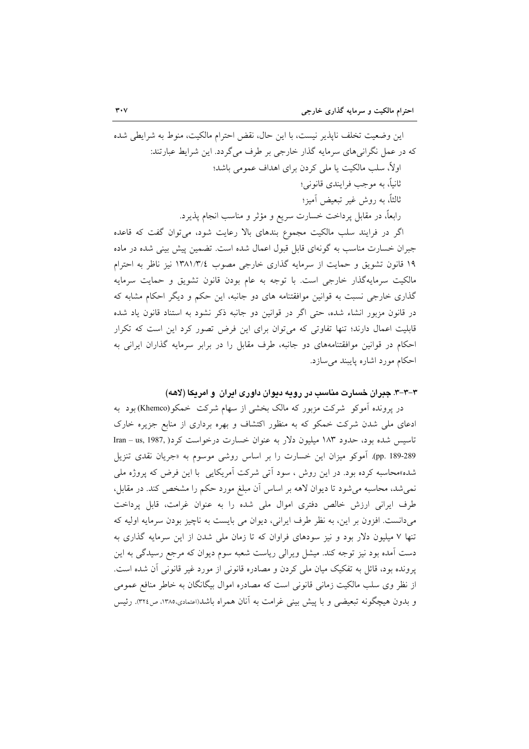این وضعیت تخلف ناپذیر نیست، با این حال، نقض احترام مالکیت، منوط به شرایطی شده که در عمل نگرانی‌های سرمایه گذار خارجی بر طرف می‌گردد. این شرایط عبارتند:

اولاً، سلب مالکیت یا ملی کردن برای اهداف عمومی باشد؛

ثانیاً، به موجب فرایندی قانونی؛

ثالثاً، به روش غیر تبعیض آمیز؛

رابعاً، در مقابل پرداخت خسارت سریع و مؤثر و مناسب انجام پذیرد.

اگر در فرایند سلب مالکیت مجموع بندهای بالا رعایت شود، می‌توان گفت که قاعده جبران خسارت مناسب به گونه‌ای قابل قبول اعمال شده است. تضمین پیش بینی شده در ماده ۱۹ قانون تشویق و حمایت از سرمایه گذاری خارجی مصوب ۱۳۸۱/۳/٤ نیز ناظر به احترام مالکیت سرمایه‌گذار خارجی است. با توجه به عام بودن قانون تشویق و حمایت سرمایه گذاری خارجی نسبت به قوانین موافقتنامه های دو جانبه، این حکم و دیگر احکام مشابه که در قانون مزبور انشاء شده، حتی اگر در قوانین دو جانبه ذکر نشود به استناد قانون یاد شده قابلیت اعمال دارند؛ تنها تفاوتی که می‌توان برای این فرض تصور کرد این است که تکرار احکام در قوانین موافقتنامه‌های دو جانبه، طرف مقابل را در برابر سرمایه گذاران ایرانی به احکام مورد اشاره پایبند می‌سازد.

### ۳-۳-۳. جبران خسارت مناسب در رویه دیوان داوری ایران و امریکا (لاهه)

در پرونده آموکو شرکت مزبور که مالک بخشی از سهام شرکت خمکو (Khemco) بود به ادعای ملی شدن شرکت خمکو که به منظور اکتشاف و بهره برداری از منابع جزیره خارک تاسیس شده بود، حدود ۱۸۳ میلیون دلار به عنوان خسارت درخواست کرد( Iran – us, 1987, pp. 189-289). آموکو میزان این خسارت را بر اساس روشی موسوم به «جریان نقدی تنزیل شده»محاسبه کرده بود. در این روش ، سود آتی شرکت آمریکایی با این فرض که پروژه ملی نمی‌شد، محاسبه می‌شود تا دیوان لاهه بر اساس آن مبلغ مورد حکم را مشخص کند. در مقابل، طرف ایرانی ارزش خالص دفتری اموال ملی شده را به عنوان غرامت، قابل پرداخت می‌دانست. افزون بر این، به نظر طرف ایرانی، دیوان می بایست به ناچیز بودن سرمایه اولیه که تنها ۷ میلیون دلار بود و نیز سودهای فراوان که تا زمان ملی شدن از این سرمایه گذاری به دست آمده بود نیز توجه کند. میشل ویرالی ریاست شعبه سوم دیوان که مرجع رسیدگی به این پرونده بود، قائل به تفکیک میان ملی کردن و مصادره قانونی از مورد غیر قانونی آن شده است. از نظر وی سلب مالکیت زمانی قانونی است که مصادره اموال بیگانگان به خاطر منافع عمومی و بدون هیچگونه تبعیضی و با پیش بینی غرامت به آنان همراه باشد(اعتمادی،۱۳۸۵، ص۳۲٤). رئیس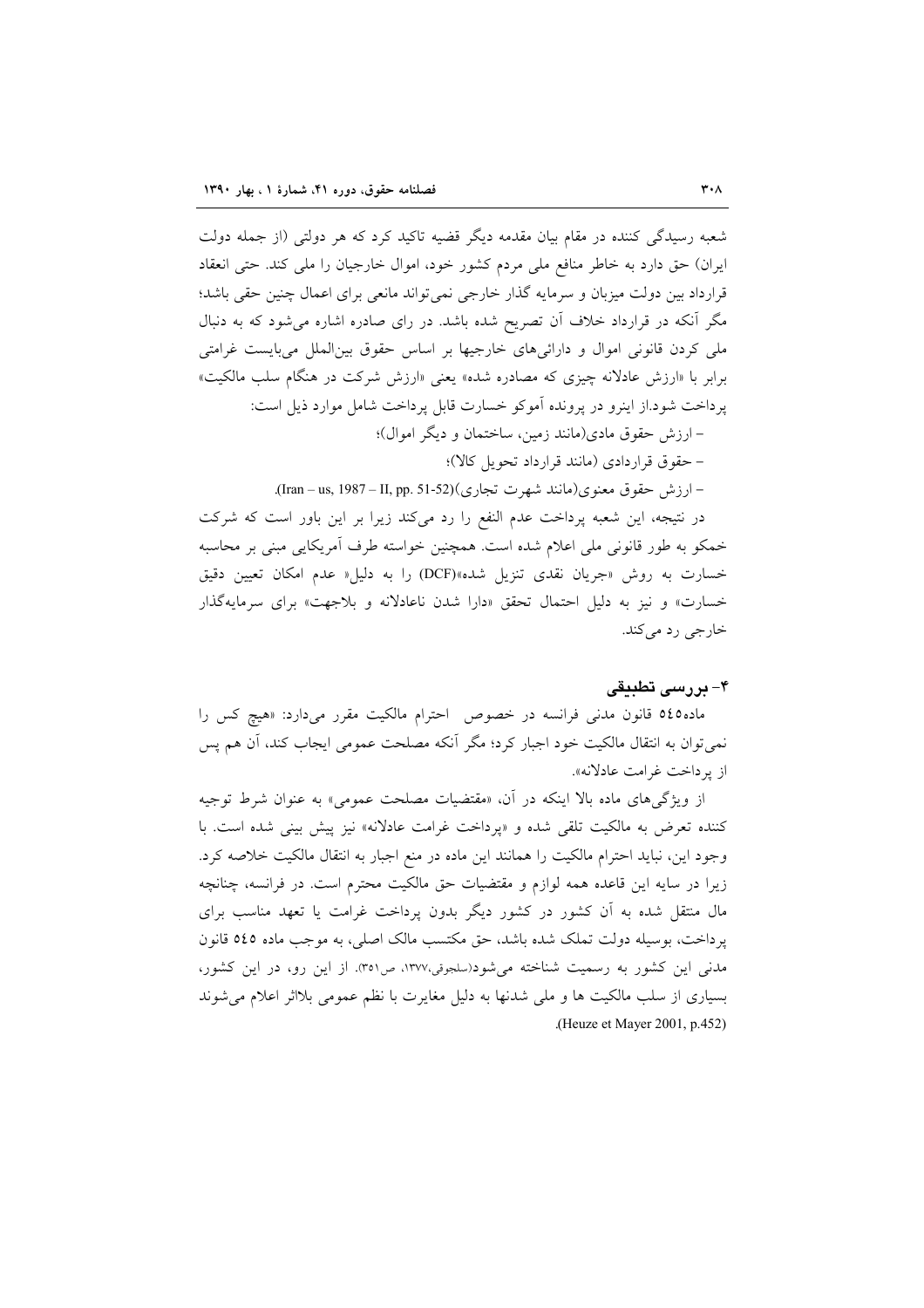شعبه رسیدگی کننده در مقام بیان مقدمه دیگر قضیه تاکید کرد که هر دولتی (از جمله دولت ایران) حق دارد به خاطر منافع ملی مردم کشور خود، اموال خارجیان را ملی کند. حتی انعقاد قرارداد بین دولت میزبان و سرمایه گذار خارجی نمی‌تواند مانعی برای اعمال چنین حقی باشد؛ مگر آنکه در قرارداد خلاف آن تصریح شده باشد. در رای صادره اشاره می‌شود که به دنبال ملی کردن قانونی اموال و دارائی‌های خارجیها بر اساس حقوق بین‌الملل می‌بایست غرامتی برابر با «ارزش عادلانه چیزی که مصادره شده» یعنی «ارزش شرکت در هنگام سلب مالکیت» پرداخت شود.از اینرو در پرونده آموکو خسارت قابل پرداخت شامل موارد ذیل است:

- ارزش حقوق مادی(مانند زمین، ساختمان و دیگر اموال)؛
- حقوق قراردادی (مانند قرارداد تحویل کالا)؛
- ارزش حقوق معنوی(مانند شهرت تجاری)(Iran – us, 1987 – II, pp. 51-52).

در نتیجه، این شعبه پرداخت عدم النفع را رد می‌کند زیرا بر این باور است که شرکت خمکو به طور قانونی ملی اعلام شده است. همچنین خواسته طرف آمریکایی مبنی بر محاسبه خسارت به روش «جریان نقدی تنزیل شده»(DCF) را به دلیل« عدم امکان تعیین دقیق خسارت» و نیز به دلیل احتمال تحقق «دارا شدن ناعادلانه و بلاجهت» برای سرمایه‌گذار خارجی رد می‌کند.

## ۴- بررسی تطبیقی

ماده۵۴۵ قانون مدنی فرانسه در خصوص احترام مالکیت مقرر می‌دارد: «هیچ کس را نمی‌توان به انتقال مالکیت خود اجبار کرد؛ مگر آنکه مصلحت عمومی ایجاب کند، آن هم پس از پرداخت غرامت عادلانه».

از ویژگی‌های ماده بالا اینکه در آن، «مقتضیات مصلحت عمومی» به عنوان شرط توجیه کننده تعرض به مالکیت تلقی شده و «پرداخت غرامت عادلانه» نیز پیش بینی شده است. با وجود این، نباید احترام مالکیت را همانند این ماده در منع اجبار به انتقال مالکیت خلاصه کرد. زیرا در سایه این قاعده همه لوازم و مقتضیات حق مالکیت محترم است. در فرانسه، چنانچه مال منتقل شده به آن کشور در کشور دیگر بدون پرداخت غرامت یا تعهد مناسب برای پرداخت، بوسیله دولت تملک شده باشد، حق مکتسب مالک اصلی، به موجب ماده ۵۴۵ قانون مدنی این کشور به رسمیت شناخته می‌شود(سلجوقی،۱۳۷۷، ص۳۵۱). از این رو، در این کشور، بسیاری از سلب مالکیت ها و ملی شدنها به دلیل مغایرت با نظم عمومی بلااثر اعلام می‌شوند (Heuze et Mayer 2001, p.452).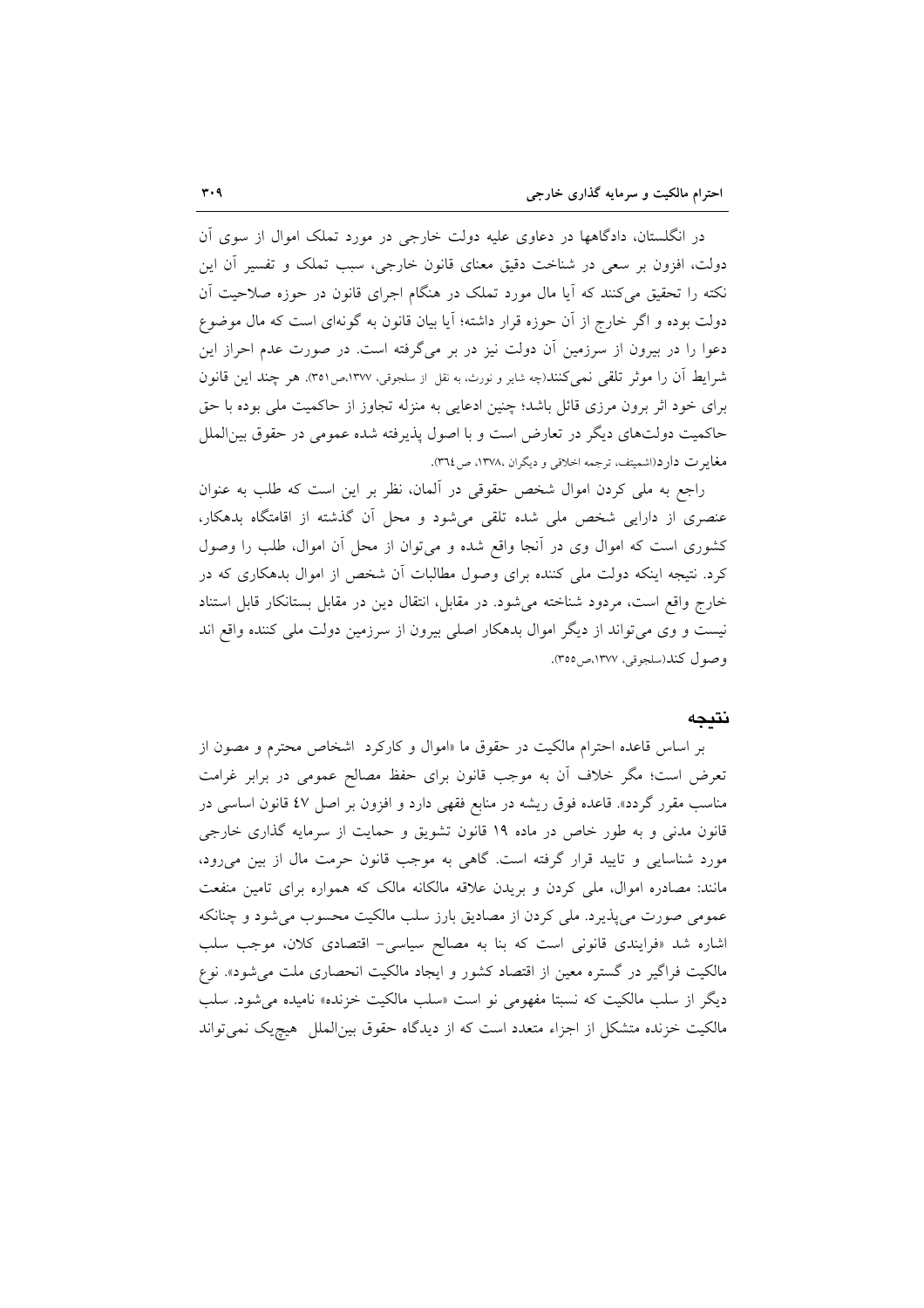در انگلستان، دادگاهها در دعاوی علیه دولت خارجی در مورد تملک اموال از سوی آن دولت، افزون بر سعی در شناخت دقیق معنای قانون خارجی، سبب تملک و تفسیر آن این نکته را تحقیق می‌کنند که آیا مال مورد تملک در هنگام اجرای قانون در حوزه صلاحیت آن دولت بوده و اگر خارج از آن حوزه قرار داشته؛ آیا بیان قانون به گونه‌ای است که مال موضوع دعوا را در بیرون از سرزمین آن دولت نیز در بر می‌گرفته است. در صورت عدم احراز این شرایط آن را موثر تلقی نمی‌کنند(چه شایر و نورث، به نقل از سلجوقی، ۱۳۷۷،ص۳۵۱). هر چند این قانون برای خود اثر برون مرزی قائل باشد؛ چنین ادعایی به منزله تجاوز از حاکمیت ملی بوده با حق حاکمیت دولت‌های دیگر در تعارض است و با اصول پذیرفته شده عمومی در حقوق بین‌الملل مغایرت دارد(اشمیتف، ترجمه اخلاقی و دیگران ،۱۳۷۸، ص۳٦٤).

راجع به ملی کردن اموال شخص حقوقی در آلمان، نظر بر این است که طلب به عنوان عنصری از دارایی شخص ملی شده تلقی می‌شود و محل آن گذشته از اقامتگاه بدهکار، کشوری است که اموال وی در آنجا واقع شده و می‌توان از محل آن اموال، طلب را وصول کرد. نتیجه اینکه دولت ملی کننده برای وصول مطالبات آن شخص از اموال بدهکاری که در خارج واقع است، مردود شناخته می‌شود. در مقابل، انتقال دین در مقابل بستانکار قابل استناد نیست و وی می‌تواند از دیگر اموال بدهکار اصلی بیرون از سرزمین دولت ملی کننده واقع اند وصول کند(سلجوقی، ۱۳۷۷،ص۳۵۵).

## نتیجه

بر اساس قاعده احترام مالکیت در حقوق ما «اموال و کارکرد اشخاص محترم و مصون از تعرض است؛ مگر خلاف آن به موجب قانون برای حفظ مصالح عمومی در برابر غرامت مناسب مقرر گردد». قاعده فوق ریشه در منابع فقهی دارد و افزون بر اصل ٤٧ قانون اساسی در قانون مدنی و به طور خاص در ماده ۱۹ قانون تشویق و حمایت از سرمایه گذاری خارجی مورد شناسایی و تایید قرار گرفته است. گاهی به موجب قانون حرمت مال از بین می‌رود، مانند: مصادره اموال، ملی کردن و بریدن علاقه مالکانه مالک که همواره برای تامین منفعت عمومی صورت می‌پذیرد. ملی کردن از مصادیق بارز سلب مالکیت محسوب می‌شود و چنانکه اشاره شد «فرایندی قانونی است که بنا به مصالح سیاسی- اقتصادی کلان، موجب سلب مالکیت فراگیر در گستره معین از اقتصاد کشور و ایجاد مالکیت انحصاری ملت می‌شود». نوع دیگر از سلب مالکیت که نسبتا مفهومی نو است «سلب مالکیت خزنده» نامیده می‌شود. سلب مالکیت خزنده متشکل از اجزاء متعدد است که از دیدگاه حقوق بین‌الملل هیچ‌یک نمی‌تواند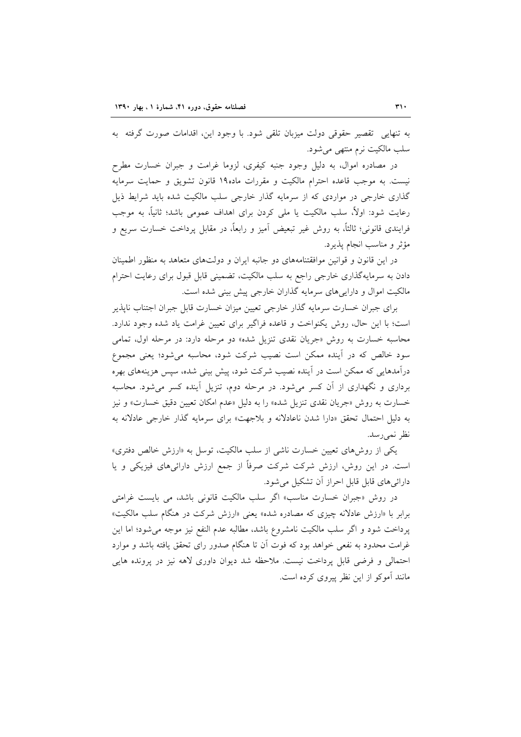به تنهایی تقصیر حقوقی دولت میزبان تلقی شود. با وجود این، اقدامات صورت گرفته به سلب مالکیت نرم منتهی می‌شود.

در مصادره اموال، به دلیل وجود جنبه کیفری، لزوما غرامت و جبران خسارت مطرح نیست. به موجب قاعده احترام مالکیت و مقررات ماده۱۹ قانون تشویق و حمایت سرمایه گذاری خارجی در مواردی که از سرمایه گذار خارجی سلب مالکیت شده باید شرایط ذیل رعایت شود: اولاً، سلب مالکیت یا ملی کردن برای اهداف عمومی باشد؛ ثانیاً، به موجب فرایندی قانونی؛ ثالثاً، به روش غیر تبعیض آمیز و رابعاً، در مقابل پرداخت خسارت سریع و مؤثر و مناسب انجام پذیرد.

در این قانون و قوانین موافقتنامه‌های دو جانبه ایران و دولت‌های متعاهد به منظور اطمینان دادن به سرمایه‌گذاری خارجی راجع به سلب مالکیت، تضمینی قابل قبول برای رعایت احترام مالکیت اموال و دارایی‌های سرمایه گذاران خارجی پیش بینی شده است.

برای جبران خسارت سرمایه گذار خارجی تعیین میزان خسارت قابل جبران اجتناب ناپذیر است؛ با این حال، روش یکنواخت و قاعده فراگیر برای تعیین غرامت یاد شده وجود ندارد. محاسبه خسارت به روش «جریان نقدی تنزیل شده» دو مرحله دارد: در مرحله اول، تمامی سود خالص که در آینده ممکن است نصیب شرکت شود، محاسبه می‌شود؛ یعنی مجموع درآمدهایی که ممکن است در آینده نصیب شرکت شود، پیش بینی شده، سپس هزینه‌های بهره برداری و نگهداری از آن کسر می‌شود. در مرحله دوم، تنزیل آینده کسر می‌شود. محاسبه خسارت به روش «جریان نقدی تنزیل شده» را به دلیل «عدم امکان تعیین دقیق خسارت» و نیز به دلیل احتمال تحقق «دارا شدن ناعادلانه و بلاجهت» برای سرمایه گذار خارجی عادلانه به نظر نمی‌رسد.

یکی از روش‌های تعیین خسارت ناشی از سلب مالکیت، توسل به «ارزش خالص دفتری» است. در این روش، ارزش شرکت شرکت صرفاً از جمع ارزش دارائی‌های فیزیکی و یا دارائی‌های قابل احراز آن تشکیل می‌شود.

در روش «جبران خسارت مناسب» اگر سلب مالکیت قانونی باشد، می بایست غرامتی برابر با «ارزش عادلانه چیزی که مصادره شده» یعنی «ارزش شرکت در هنگام سلب مالکیت» پرداخت شود و اگر سلب مالکیت نامشروع باشد، مطالبه عدم النفع نیز موجه می‌شود؛ اما این غرامت محدود به نفعی خواهد بود که فوت آن تا هنگام صدور رای تحقق یافته باشد و موارد احتمالی و فرضی قابل پرداخت نیست. ملاحظه شد دیوان داوری لاهه نیز در پرونده هایی مانند آموکو از این نظر پیروی کرده است.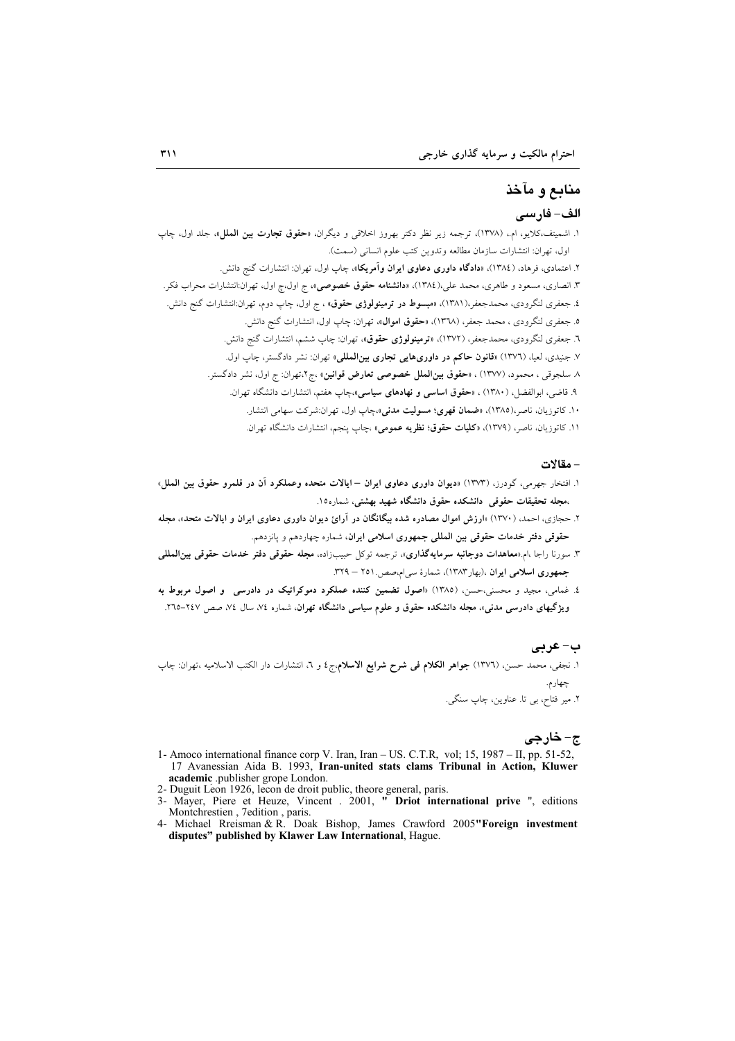## منابع و مآخذ

### الف- فارسی

۱. اشمیتف،کلایو، ام.، (۱۳۷۸)، ترجمه زیر نظر دکتر بهروز اخلاقی و دیگران، «**حقوق تجارت بین الملل**»، جلد اول، چاپ اول، تهران: انتشارات سازمان مطالعه وتدوین کتب علوم انسانی (سمت).

۲. اعتمادی، فرهاد، (۱۳۸٤)، «**دادگاه داوری دعاوی ایران وآمریکا**»، چاپ اول، تهران: انتشارات گنج دانش.

۳. انصاری، مسعود و طاهری، محمد علی،(۱۳۸٤)، «**دانشنامه حقوق خصوصی**»، ج اول،چ اول، تهران:انتشارات محراب فکر.

٤. جعفری لنگرودی، محمدجعفر،(۱۳۸۱)، «**مبسوط در ترمینولوژی حقوق**» ، ج اول، چاپ دوم، تهران:انتشارات گنج دانش.

٥. جعفری لنگرودی ، محمد جعفر، (۱۳٦۸)، «**حقوق اموال**»، تهران: چاپ اول، انتشارات گنج دانش.

٦. جعفری لنگرودی، محمدجعفر، (۱۳۷۲)، «**ترمینولوژی حقوق**»، تهران: چاپ ششم، انتشارات گنج دانش.

۷. جنیدی، لعیا، (۱۳۷٦) «**قانون حاکم در داوری‌هایی تجاری بین‌المللی**» تهران: نشر دادگستر، چاپ اول.

۸. سلجوقی ، محمود، (۱۳۷۷) ، «**حقوق بین‌الملل خصوصی تعارض قوانین**» ،ج۲،تهران: ج اول، نشر دادگستر.

۹. قاضی، ابوالفضل، (۱۳۸۰) ، «**حقوق اساسی و نهادهای سیاسی**»،چاپ هفتم، انتشارات دانشگاه تهران.

۱۰. کاتوزیان، ناصر،(۱۳۸٥)، «**ضمان قهری؛ مسولیت مدنی**»،چاپ اول، تهران:شرکت سهامی انتشار.

۱۱. کاتوزیان، ناصر، (۱۳۷۹)، «**کلیات حقوق؛ نظریه عمومی**» ،چاپ پنجم، انتشارات دانشگاه تهران.

### - مقالات

۱. افتخار جهرمی، گودرز، (۱۳۷۳) «**دیوان داوری دعاوی ایران –ایالات متحده وعملکرد آن در قلمرو حقوق بین الملل**» ،**مجله تحقیقات حقوقی دانشکده حقوق دانشگاه شهید بهشتی**، شماره۱٥.

۲. حجازی، احمد، (۱۳۷۰) «**ارزش اموال مصادره شده بیگانگان در آرائ دیوان داوری دعاوی ایران و ایالات متحد**»، **مجله حقوقی دفتر خدمات حقوقی بین المللی جمهوری اسلامی ایران**، شماره چهاردهم و پانزدهم.

۳. سورنا راجا ،ام.،«**معاهدات دوجانبه سرمایه‌گذاری**»، ترجمه توکل حبیب‌زاده، **مجله حقوقی دفتر خدمات حقوقی بین‌المللی جمهوری اسلامی ایران** ،(بهار۱۳۸۳)، شمارهٔ سی‌ام،صص.۲٥۱ – ۳۲۹.

٤. غمامی، مجید و محسنی،حسن، (۱۳۸٥) «**اصول تضمین کننده عملکرد دموکراتیک در دادرسی و اصول مربوط به ویژگیهای دادرسی مدنی**»، **مجله دانشکده حقوق و علوم سیاسی دانشگاه تهران**، شماره ۷٤، سال ۷٤، صص ۲٤۷-۲٦٥.

### ب- عربی

۱. نجفی، محمد حسن، (۱۳۷٦) **جواهر الکلام فی شرح شرایع الاسلام**،ج٤ و ٦، انتشارات دار الکتب الاسلامیه ،تهران: چاپ چهارم.

۲. میر فتاح، بی تا. عناوین، چاپ سنگی.

### ج- خارجی

1- Amoco international finance corp V. Iran, Iran – US. C.T.R, vol; 15, 1987 – II, pp. 51-52, 17 Avanessian Aida B. 1993, **Iran-united stats clams Tribunal in Action, Kluwer academic** .publisher grope London.

2- Duguit Leon 1926, lecon de droit public, theore general, paris.

3- Mayer, Piere et Heuze, Vincent . 2001, **" Driot international prive** ", editions Montchrestien , 7edition , paris.

4- Michael Rreisman & R. Doak Bishop, James Crawford 2005**"Foreign investment disputes" published by Klawer Law International**, Hague.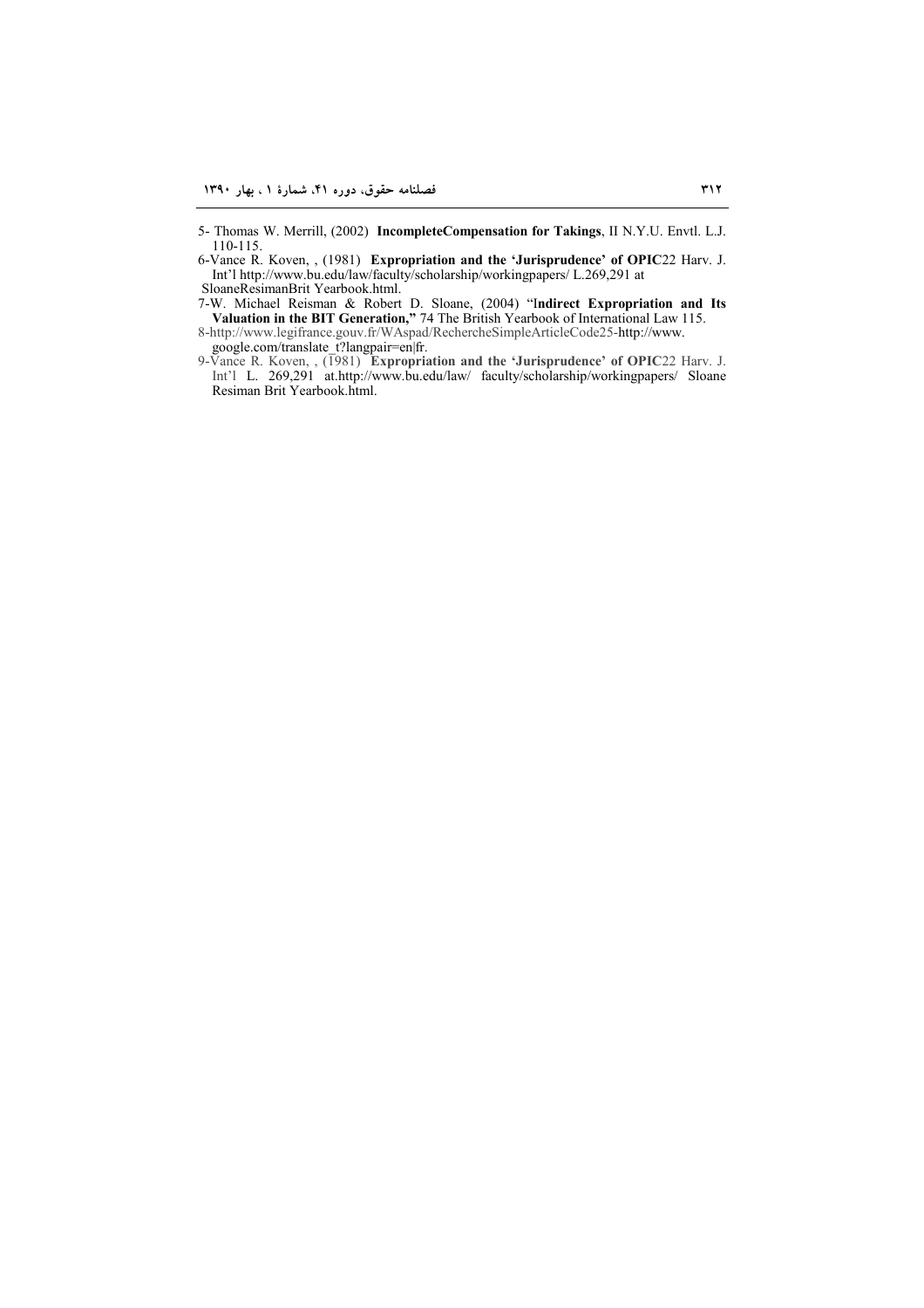5- Thomas W. Merrill, (2002) **IncompleteCompensation for Takings**, II N.Y.U. Envtl. L.J. 110-115.

6-Vance R. Koven, , (1981) **Expropriation and the 'Jurisprudence' of OPIC**22 Harv. J. Int'l http://www.bu.edu/law/faculty/scholarship/workingpapers/ L.269,291 at SloaneResimanBrit Yearbook.html.

7-W. Michael Reisman & Robert D. Sloane, (2004) "**Indirect Expropriation and Its Valuation in the BIT Generation,"** 74 The British Yearbook of International Law 115.

8-http://www.legifrance.gouv.fr/WAspad/RechercheSimpleArticleCode25-http://www.google.com/translate_t?langpair=en|fr.

9-Vance R. Koven, , (1981) **Expropriation and the 'Jurisprudence' of OPIC**22 Harv. J. Int'l L. 269,291 at.http://www.bu.edu/law/ faculty/scholarship/workingpapers/ Sloane Resiman Brit Yearbook.html.